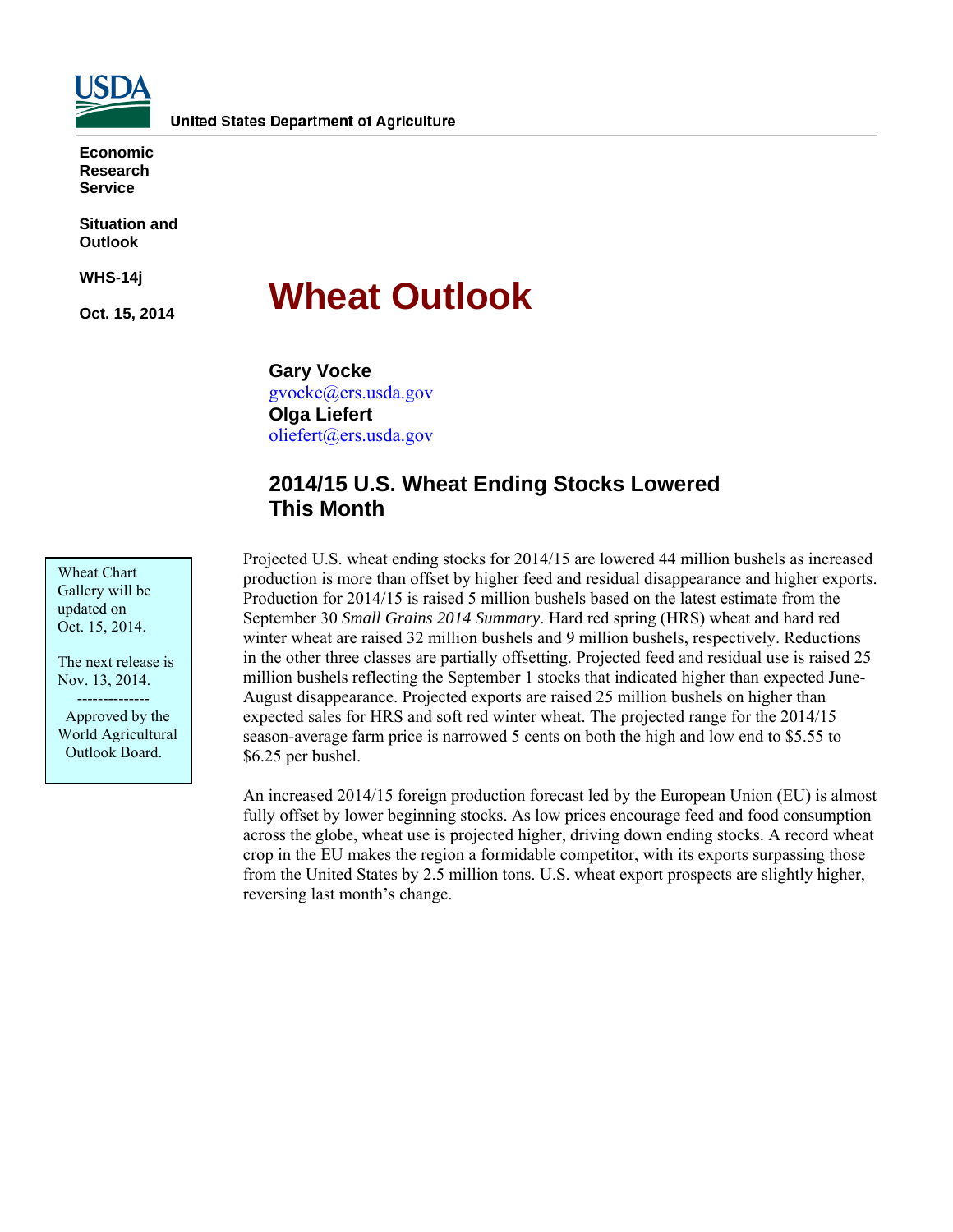United States Department of Agriculture

**Economic Research Service**

**Situation and Outlook**

**WHS-14j**

**Oct. 15, 2014**

# Wheat Outlook

**Gary Vocke**
gvocke@ers.usda.gov
**Olga Liefert**
oliefert@ers.usda.gov

Wheat Chart Gallery will be updated on Oct. 15, 2014.

The next release is Nov. 13, 2014.

--------------

Approved by the World Agricultural Outlook Board.

## 2014/15 U.S. Wheat Ending Stocks Lowered This Month

Projected U.S. wheat ending stocks for 2014/15 are lowered 44 million bushels as increased production is more than offset by higher feed and residual disappearance and higher exports. Production for 2014/15 is raised 5 million bushels based on the latest estimate from the September 30 *Small Grains 2014 Summary*. Hard red spring (HRS) wheat and hard red winter wheat are raised 32 million bushels and 9 million bushels, respectively. Reductions in the other three classes are partially offsetting. Projected feed and residual use is raised 25 million bushels reflecting the September 1 stocks that indicated higher than expected June-August disappearance. Projected exports are raised 25 million bushels on higher than expected sales for HRS and soft red winter wheat. The projected range for the 2014/15 season-average farm price is narrowed 5 cents on both the high and low end to $5.55 to $6.25 per bushel.

An increased 2014/15 foreign production forecast led by the European Union (EU) is almost fully offset by lower beginning stocks. As low prices encourage feed and food consumption across the globe, wheat use is projected higher, driving down ending stocks. A record wheat crop in the EU makes the region a formidable competitor, with its exports surpassing those from the United States by 2.5 million tons. U.S. wheat export prospects are slightly higher, reversing last month's change.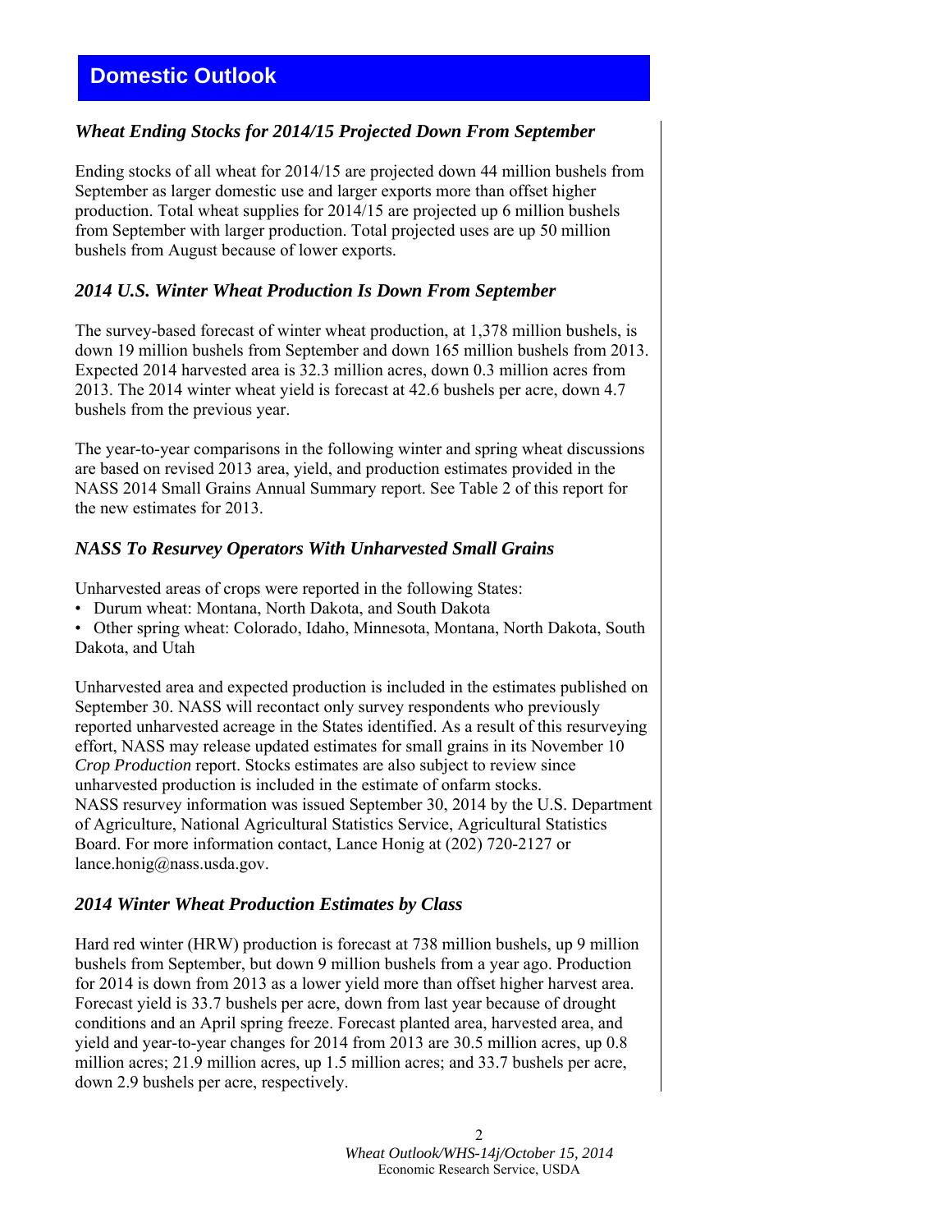## Domestic Outlook

### *Wheat Ending Stocks for 2014/15 Projected Down From September*

Ending stocks of all wheat for 2014/15 are projected down 44 million bushels from September as larger domestic use and larger exports more than offset higher production. Total wheat supplies for 2014/15 are projected up 6 million bushels from September with larger production. Total projected uses are up 50 million bushels from August because of lower exports.

### *2014 U.S. Winter Wheat Production Is Down From September*

The survey-based forecast of winter wheat production, at 1,378 million bushels, is down 19 million bushels from September and down 165 million bushels from 2013. Expected 2014 harvested area is 32.3 million acres, down 0.3 million acres from 2013. The 2014 winter wheat yield is forecast at 42.6 bushels per acre, down 4.7 bushels from the previous year.

The year-to-year comparisons in the following winter and spring wheat discussions are based on revised 2013 area, yield, and production estimates provided in the NASS 2014 Small Grains Annual Summary report. See Table 2 of this report for the new estimates for 2013.

### *NASS To Resurvey Operators With Unharvested Small Grains*

Unharvested areas of crops were reported in the following States:

- Durum wheat: Montana, North Dakota, and South Dakota
- Other spring wheat: Colorado, Idaho, Minnesota, Montana, North Dakota, South Dakota, and Utah

Unharvested area and expected production is included in the estimates published on September 30. NASS will recontact only survey respondents who previously reported unharvested acreage in the States identified. As a result of this resurveying effort, NASS may release updated estimates for small grains in its November 10 *Crop Production* report. Stocks estimates are also subject to review since unharvested production is included in the estimate of onfarm stocks. NASS resurvey information was issued September 30, 2014 by the U.S. Department of Agriculture, National Agricultural Statistics Service, Agricultural Statistics Board. For more information contact, Lance Honig at (202) 720-2127 or lance.honig@nass.usda.gov.

### *2014 Winter Wheat Production Estimates by Class*

Hard red winter (HRW) production is forecast at 738 million bushels, up 9 million bushels from September, but down 9 million bushels from a year ago. Production for 2014 is down from 2013 as a lower yield more than offset higher harvest area. Forecast yield is 33.7 bushels per acre, down from last year because of drought conditions and an April spring freeze. Forecast planted area, harvested area, and yield and year-to-year changes for 2014 from 2013 are 30.5 million acres, up 0.8 million acres; 21.9 million acres, up 1.5 million acres; and 33.7 bushels per acre, down 2.9 bushels per acre, respectively.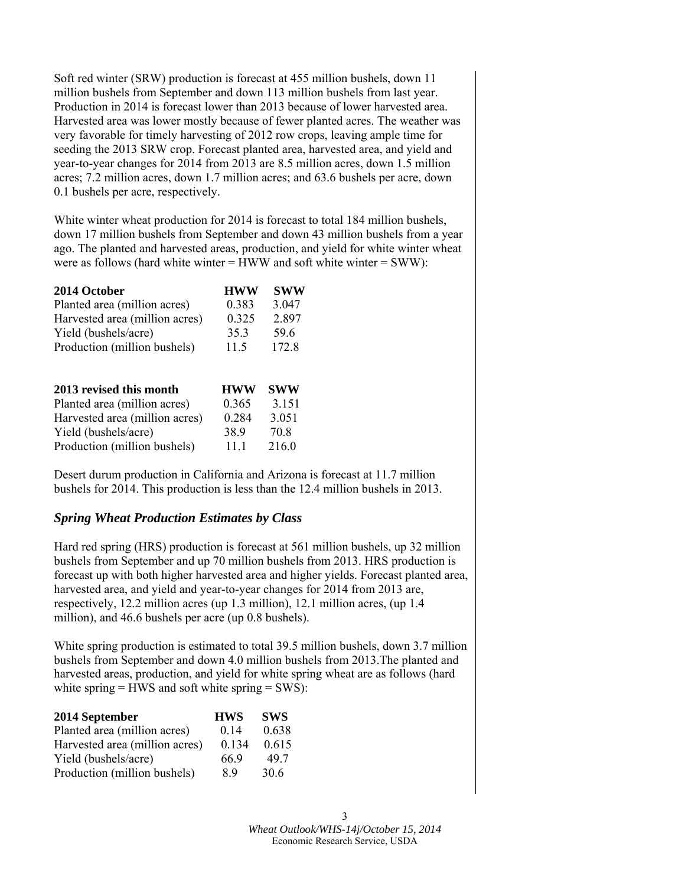Soft red winter (SRW) production is forecast at 455 million bushels, down 11 million bushels from September and down 113 million bushels from last year. Production in 2014 is forecast lower than 2013 because of lower harvested area. Harvested area was lower mostly because of fewer planted acres. The weather was very favorable for timely harvesting of 2012 row crops, leaving ample time for seeding the 2013 SRW crop. Forecast planted area, harvested area, and yield and year-to-year changes for 2014 from 2013 are 8.5 million acres, down 1.5 million acres; 7.2 million acres, down 1.7 million acres; and 63.6 bushels per acre, down 0.1 bushels per acre, respectively.

White winter wheat production for 2014 is forecast to total 184 million bushels, down 17 million bushels from September and down 43 million bushels from a year ago. The planted and harvested areas, production, and yield for white winter wheat were as follows (hard white winter = HWW and soft white winter = SWW):

| **2014 October** | **HWW** | **SWW** |
|---|---|---|
| Planted area (million acres) | 0.383 | 3.047 |
| Harvested area (million acres) | 0.325 | 2.897 |
| Yield (bushels/acre) | 35.3 | 59.6 |
| Production (million bushels) | 11.5 | 172.8 |

| **2013 revised this month** | **HWW** | **SWW** |
|---|---|---|
| Planted area (million acres) | 0.365 | 3.151 |
| Harvested area (million acres) | 0.284 | 3.051 |
| Yield (bushels/acre) | 38.9 | 70.8 |
| Production (million bushels) | 11.1 | 216.0 |

Desert durum production in California and Arizona is forecast at 11.7 million bushels for 2014. This production is less than the 12.4 million bushels in 2013.

## *Spring Wheat Production Estimates by Class*

Hard red spring (HRS) production is forecast at 561 million bushels, up 32 million bushels from September and up 70 million bushels from 2013. HRS production is forecast up with both higher harvested area and higher yields. Forecast planted area, harvested area, and yield and year-to-year changes for 2014 from 2013 are, respectively, 12.2 million acres (up 1.3 million), 12.1 million acres, (up 1.4 million), and 46.6 bushels per acre (up 0.8 bushels).

White spring production is estimated to total 39.5 million bushels, down 3.7 million bushels from September and down 4.0 million bushels from 2013.The planted and harvested areas, production, and yield for white spring wheat are as follows (hard white spring = HWS and soft white spring = SWS):

| **2014 September** | **HWS** | **SWS** |
|---|---|---|
| Planted area (million acres) | 0.14 | 0.638 |
| Harvested area (million acres) | 0.134 | 0.615 |
| Yield (bushels/acre) | 66.9 | 49.7 |
| Production (million bushels) | 8.9 | 30.6 |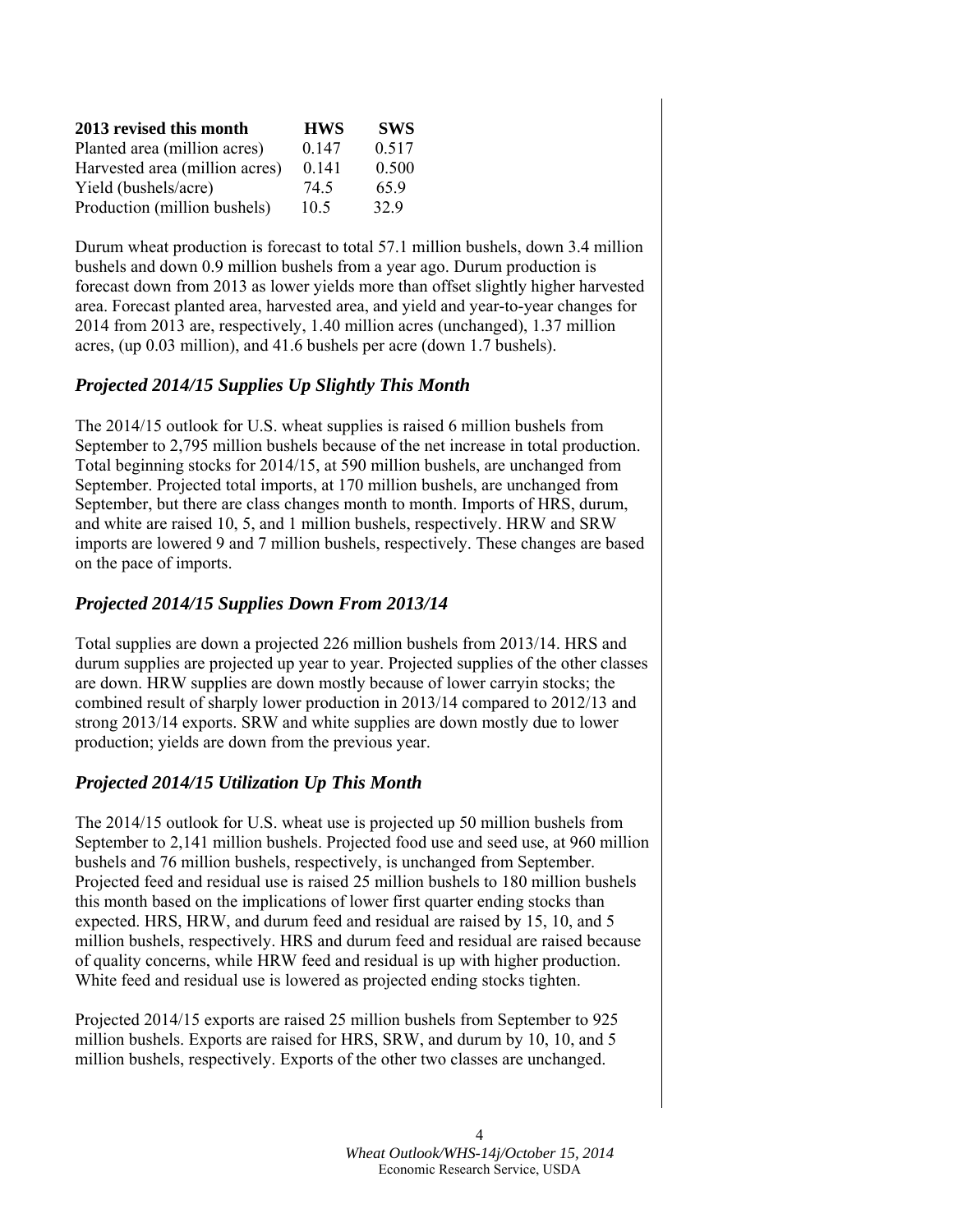| 2013 revised this month | HWS | SWS |
|---|---|---|
| Planted area (million acres) | 0.147 | 0.517 |
| Harvested area (million acres) | 0.141 | 0.500 |
| Yield (bushels/acre) | 74.5 | 65.9 |
| Production (million bushels) | 10.5 | 32.9 |

Durum wheat production is forecast to total 57.1 million bushels, down 3.4 million bushels and down 0.9 million bushels from a year ago. Durum production is forecast down from 2013 as lower yields more than offset slightly higher harvested area. Forecast planted area, harvested area, and yield and year-to-year changes for 2014 from 2013 are, respectively, 1.40 million acres (unchanged), 1.37 million acres, (up 0.03 million), and 41.6 bushels per acre (down 1.7 bushels).

## *Projected 2014/15 Supplies Up Slightly This Month*

The 2014/15 outlook for U.S. wheat supplies is raised 6 million bushels from September to 2,795 million bushels because of the net increase in total production. Total beginning stocks for 2014/15, at 590 million bushels, are unchanged from September. Projected total imports, at 170 million bushels, are unchanged from September, but there are class changes month to month. Imports of HRS, durum, and white are raised 10, 5, and 1 million bushels, respectively. HRW and SRW imports are lowered 9 and 7 million bushels, respectively. These changes are based on the pace of imports.

## *Projected 2014/15 Supplies Down From 2013/14*

Total supplies are down a projected 226 million bushels from 2013/14. HRS and durum supplies are projected up year to year. Projected supplies of the other classes are down. HRW supplies are down mostly because of lower carryin stocks; the combined result of sharply lower production in 2013/14 compared to 2012/13 and strong 2013/14 exports. SRW and white supplies are down mostly due to lower production; yields are down from the previous year.

## *Projected 2014/15 Utilization Up This Month*

The 2014/15 outlook for U.S. wheat use is projected up 50 million bushels from September to 2,141 million bushels. Projected food use and seed use, at 960 million bushels and 76 million bushels, respectively, is unchanged from September. Projected feed and residual use is raised 25 million bushels to 180 million bushels this month based on the implications of lower first quarter ending stocks than expected. HRS, HRW, and durum feed and residual are raised by 15, 10, and 5 million bushels, respectively. HRS and durum feed and residual are raised because of quality concerns, while HRW feed and residual is up with higher production. White feed and residual use is lowered as projected ending stocks tighten.

Projected 2014/15 exports are raised 25 million bushels from September to 925 million bushels. Exports are raised for HRS, SRW, and durum by 10, 10, and 5 million bushels, respectively. Exports of the other two classes are unchanged.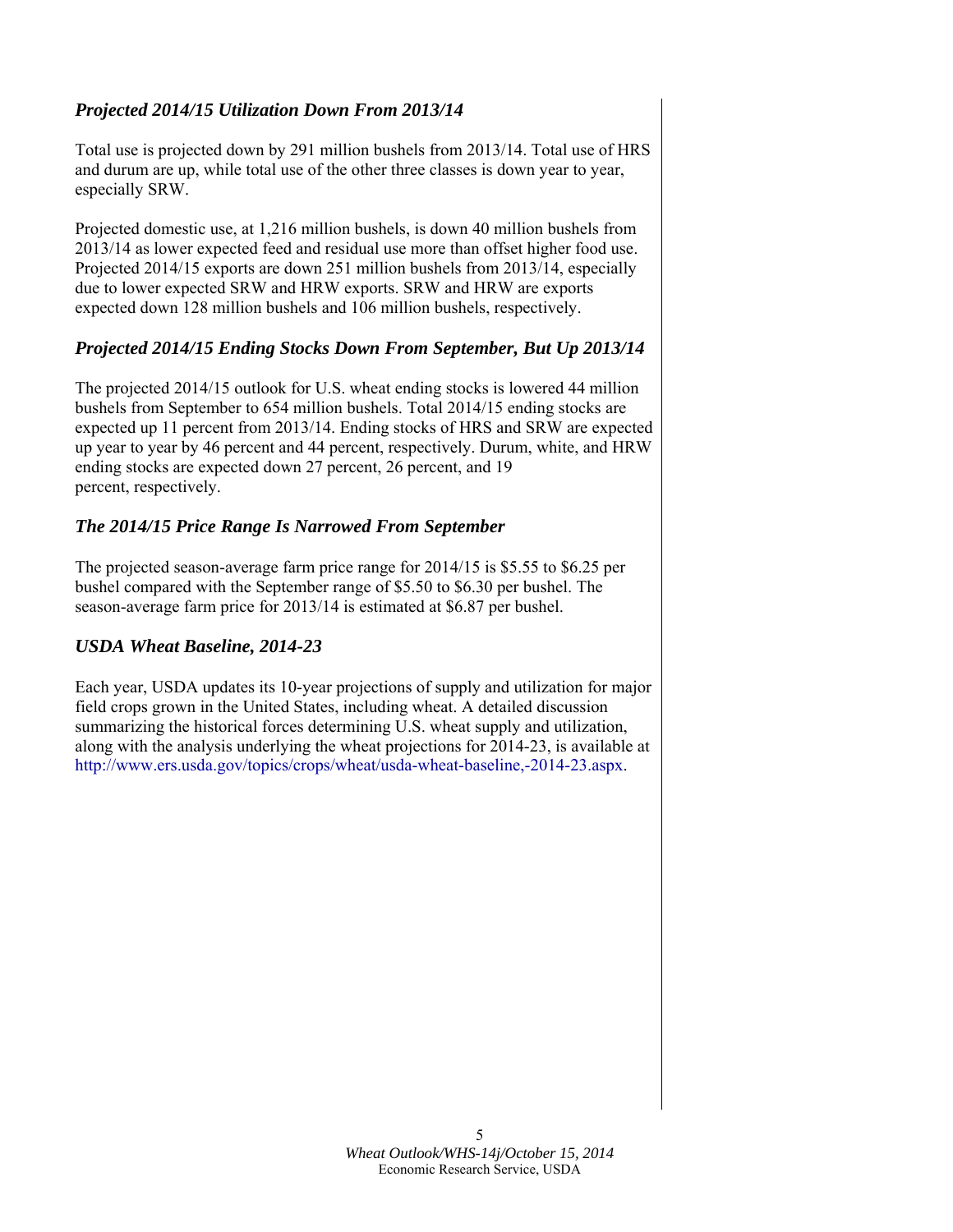### *Projected 2014/15 Utilization Down From 2013/14*

Total use is projected down by 291 million bushels from 2013/14. Total use of HRS and durum are up, while total use of the other three classes is down year to year, especially SRW.

Projected domestic use, at 1,216 million bushels, is down 40 million bushels from 2013/14 as lower expected feed and residual use more than offset higher food use. Projected 2014/15 exports are down 251 million bushels from 2013/14, especially due to lower expected SRW and HRW exports. SRW and HRW are exports expected down 128 million bushels and 106 million bushels, respectively.

### *Projected 2014/15 Ending Stocks Down From September, But Up 2013/14*

The projected 2014/15 outlook for U.S. wheat ending stocks is lowered 44 million bushels from September to 654 million bushels. Total 2014/15 ending stocks are expected up 11 percent from 2013/14. Ending stocks of HRS and SRW are expected up year to year by 46 percent and 44 percent, respectively. Durum, white, and HRW ending stocks are expected down 27 percent, 26 percent, and 19 percent, respectively.

### *The 2014/15 Price Range Is Narrowed From September*

The projected season-average farm price range for 2014/15 is $5.55 to $6.25 per bushel compared with the September range of $5.50 to $6.30 per bushel. The season-average farm price for 2013/14 is estimated at $6.87 per bushel.

### *USDA Wheat Baseline, 2014-23*

Each year, USDA updates its 10-year projections of supply and utilization for major field crops grown in the United States, including wheat. A detailed discussion summarizing the historical forces determining U.S. wheat supply and utilization, along with the analysis underlying the wheat projections for 2014-23, is available at http://www.ers.usda.gov/topics/crops/wheat/usda-wheat-baseline,-2014-23.aspx.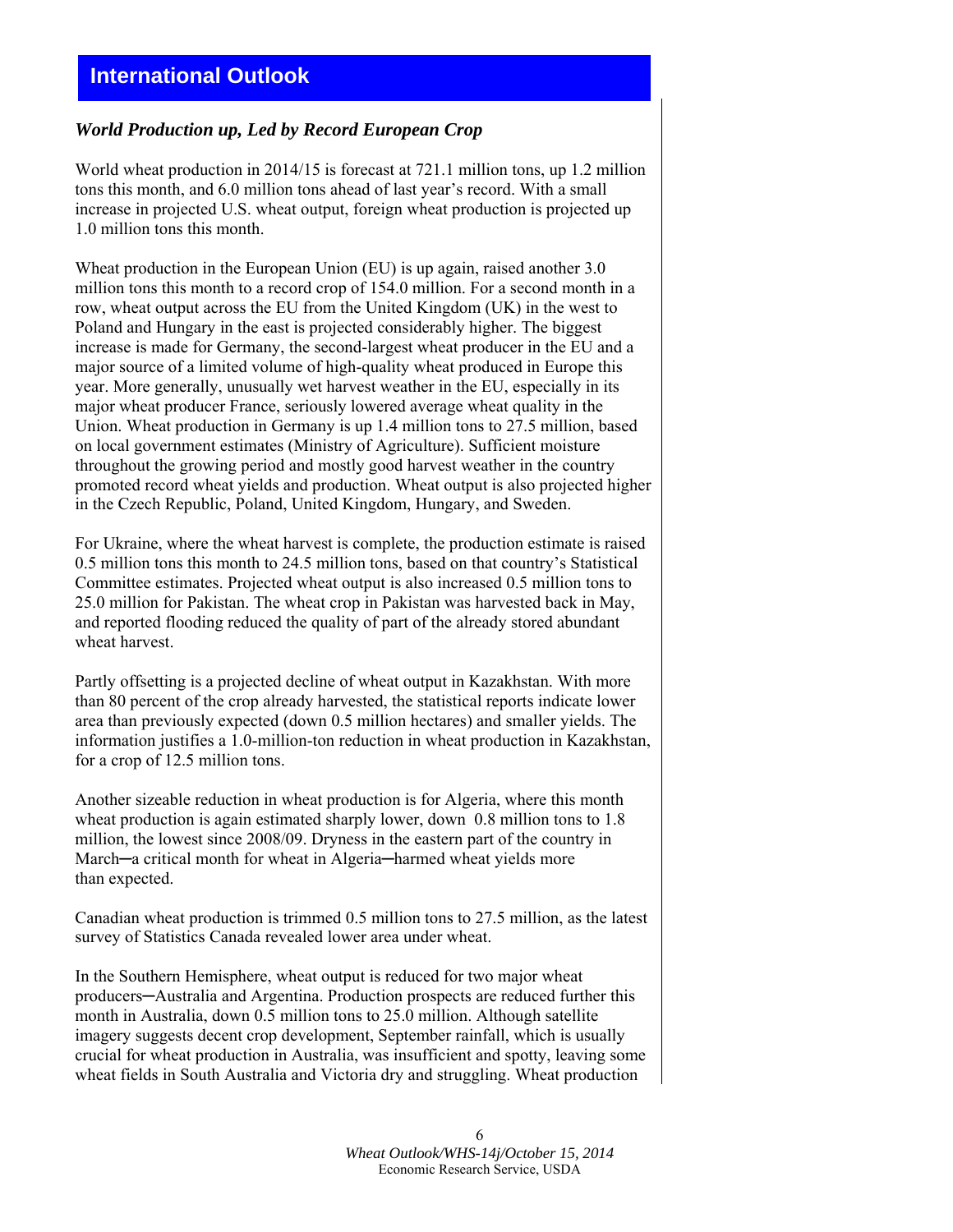# International Outlook

### *World Production up, Led by Record European Crop*

World wheat production in 2014/15 is forecast at 721.1 million tons, up 1.2 million tons this month, and 6.0 million tons ahead of last year's record. With a small increase in projected U.S. wheat output, foreign wheat production is projected up 1.0 million tons this month.

Wheat production in the European Union (EU) is up again, raised another 3.0 million tons this month to a record crop of 154.0 million. For a second month in a row, wheat output across the EU from the United Kingdom (UK) in the west to Poland and Hungary in the east is projected considerably higher. The biggest increase is made for Germany, the second-largest wheat producer in the EU and a major source of a limited volume of high-quality wheat produced in Europe this year. More generally, unusually wet harvest weather in the EU, especially in its major wheat producer France, seriously lowered average wheat quality in the Union. Wheat production in Germany is up 1.4 million tons to 27.5 million, based on local government estimates (Ministry of Agriculture). Sufficient moisture throughout the growing period and mostly good harvest weather in the country promoted record wheat yields and production. Wheat output is also projected higher in the Czech Republic, Poland, United Kingdom, Hungary, and Sweden.

For Ukraine, where the wheat harvest is complete, the production estimate is raised 0.5 million tons this month to 24.5 million tons, based on that country's Statistical Committee estimates. Projected wheat output is also increased 0.5 million tons to 25.0 million for Pakistan. The wheat crop in Pakistan was harvested back in May, and reported flooding reduced the quality of part of the already stored abundant wheat harvest.

Partly offsetting is a projected decline of wheat output in Kazakhstan. With more than 80 percent of the crop already harvested, the statistical reports indicate lower area than previously expected (down 0.5 million hectares) and smaller yields. The information justifies a 1.0-million-ton reduction in wheat production in Kazakhstan, for a crop of 12.5 million tons.

Another sizeable reduction in wheat production is for Algeria, where this month wheat production is again estimated sharply lower, down 0.8 million tons to 1.8 million, the lowest since 2008/09. Dryness in the eastern part of the country in March─a critical month for wheat in Algeria─harmed wheat yields more than expected.

Canadian wheat production is trimmed 0.5 million tons to 27.5 million, as the latest survey of Statistics Canada revealed lower area under wheat.

In the Southern Hemisphere, wheat output is reduced for two major wheat producers─Australia and Argentina. Production prospects are reduced further this month in Australia, down 0.5 million tons to 25.0 million. Although satellite imagery suggests decent crop development, September rainfall, which is usually crucial for wheat production in Australia, was insufficient and spotty, leaving some wheat fields in South Australia and Victoria dry and struggling. Wheat production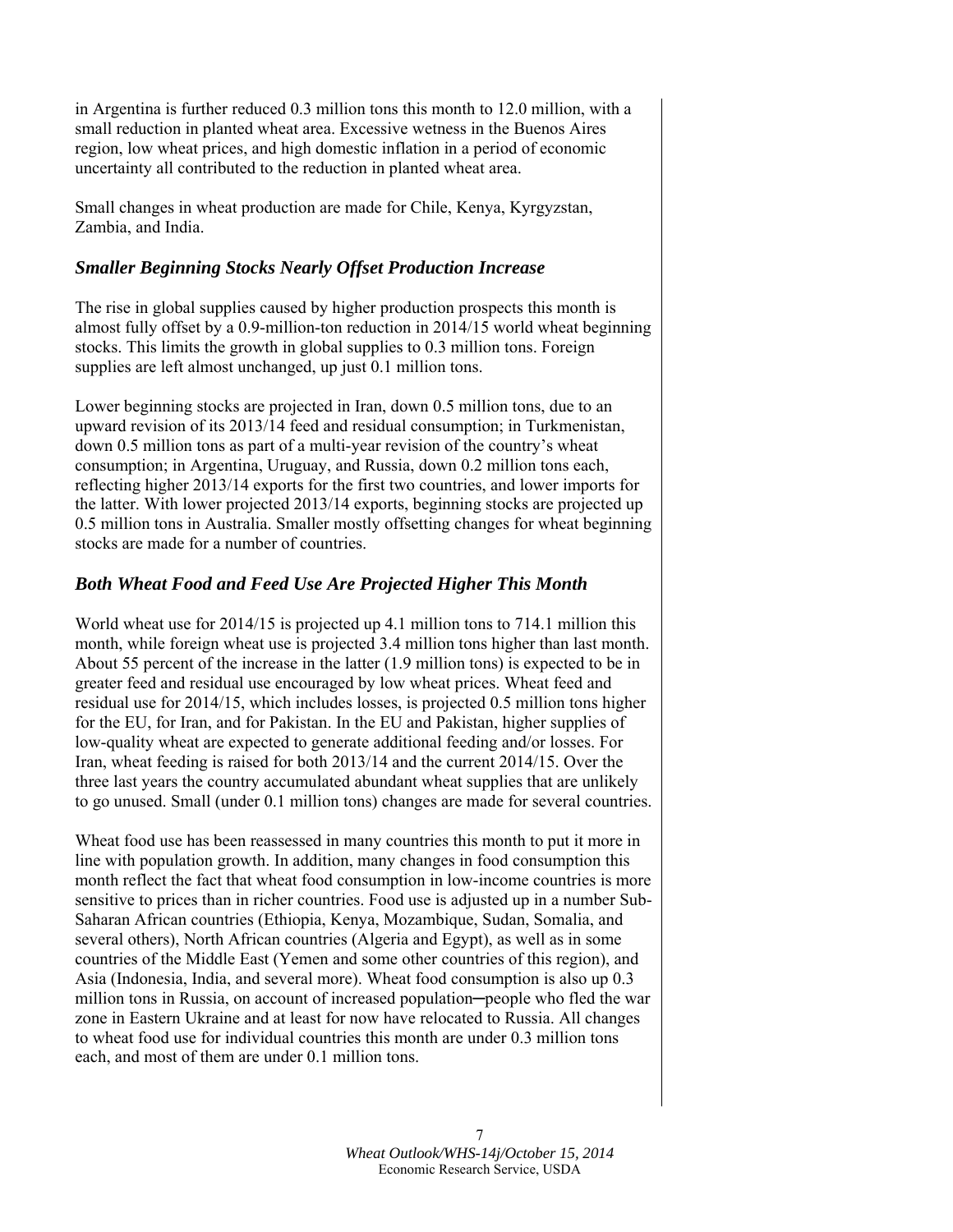in Argentina is further reduced 0.3 million tons this month to 12.0 million, with a small reduction in planted wheat area. Excessive wetness in the Buenos Aires region, low wheat prices, and high domestic inflation in a period of economic uncertainty all contributed to the reduction in planted wheat area.

Small changes in wheat production are made for Chile, Kenya, Kyrgyzstan, Zambia, and India.

### *Smaller Beginning Stocks Nearly Offset Production Increase*

The rise in global supplies caused by higher production prospects this month is almost fully offset by a 0.9-million-ton reduction in 2014/15 world wheat beginning stocks. This limits the growth in global supplies to 0.3 million tons. Foreign supplies are left almost unchanged, up just 0.1 million tons.

Lower beginning stocks are projected in Iran, down 0.5 million tons, due to an upward revision of its 2013/14 feed and residual consumption; in Turkmenistan, down 0.5 million tons as part of a multi-year revision of the country's wheat consumption; in Argentina, Uruguay, and Russia, down 0.2 million tons each, reflecting higher 2013/14 exports for the first two countries, and lower imports for the latter. With lower projected 2013/14 exports, beginning stocks are projected up 0.5 million tons in Australia. Smaller mostly offsetting changes for wheat beginning stocks are made for a number of countries.

### *Both Wheat Food and Feed Use Are Projected Higher This Month*

World wheat use for 2014/15 is projected up 4.1 million tons to 714.1 million this month, while foreign wheat use is projected 3.4 million tons higher than last month. About 55 percent of the increase in the latter (1.9 million tons) is expected to be in greater feed and residual use encouraged by low wheat prices. Wheat feed and residual use for 2014/15, which includes losses, is projected 0.5 million tons higher for the EU, for Iran, and for Pakistan. In the EU and Pakistan, higher supplies of low-quality wheat are expected to generate additional feeding and/or losses. For Iran, wheat feeding is raised for both 2013/14 and the current 2014/15. Over the three last years the country accumulated abundant wheat supplies that are unlikely to go unused. Small (under 0.1 million tons) changes are made for several countries.

Wheat food use has been reassessed in many countries this month to put it more in line with population growth. In addition, many changes in food consumption this month reflect the fact that wheat food consumption in low-income countries is more sensitive to prices than in richer countries. Food use is adjusted up in a number Sub-Saharan African countries (Ethiopia, Kenya, Mozambique, Sudan, Somalia, and several others), North African countries (Algeria and Egypt), as well as in some countries of the Middle East (Yemen and some other countries of this region), and Asia (Indonesia, India, and several more). Wheat food consumption is also up 0.3 million tons in Russia, on account of increased population─people who fled the war zone in Eastern Ukraine and at least for now have relocated to Russia. All changes to wheat food use for individual countries this month are under 0.3 million tons each, and most of them are under 0.1 million tons.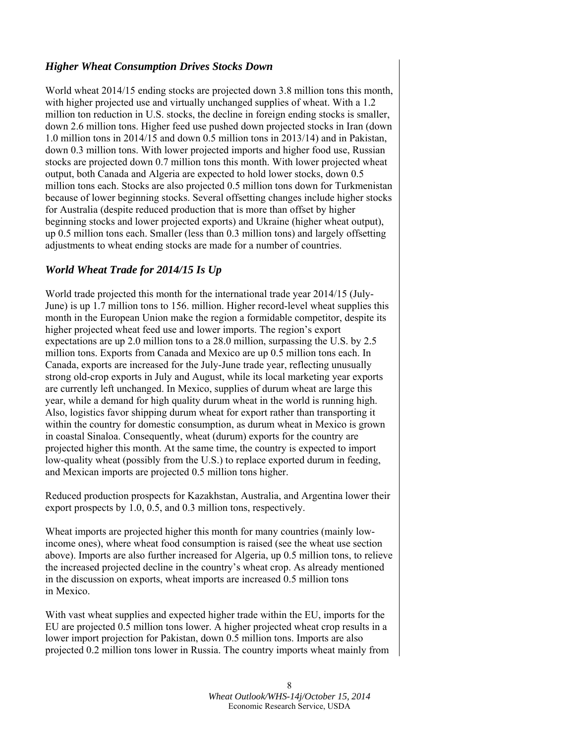### *Higher Wheat Consumption Drives Stocks Down*

World wheat 2014/15 ending stocks are projected down 3.8 million tons this month, with higher projected use and virtually unchanged supplies of wheat. With a 1.2 million ton reduction in U.S. stocks, the decline in foreign ending stocks is smaller, down 2.6 million tons. Higher feed use pushed down projected stocks in Iran (down 1.0 million tons in 2014/15 and down 0.5 million tons in 2013/14) and in Pakistan, down 0.3 million tons. With lower projected imports and higher food use, Russian stocks are projected down 0.7 million tons this month. With lower projected wheat output, both Canada and Algeria are expected to hold lower stocks, down 0.5 million tons each. Stocks are also projected 0.5 million tons down for Turkmenistan because of lower beginning stocks. Several offsetting changes include higher stocks for Australia (despite reduced production that is more than offset by higher beginning stocks and lower projected exports) and Ukraine (higher wheat output), up 0.5 million tons each. Smaller (less than 0.3 million tons) and largely offsetting adjustments to wheat ending stocks are made for a number of countries.

### *World Wheat Trade for 2014/15 Is Up*

World trade projected this month for the international trade year 2014/15 (July-June) is up 1.7 million tons to 156. million. Higher record-level wheat supplies this month in the European Union make the region a formidable competitor, despite its higher projected wheat feed use and lower imports. The region's export expectations are up 2.0 million tons to a 28.0 million, surpassing the U.S. by 2.5 million tons. Exports from Canada and Mexico are up 0.5 million tons each. In Canada, exports are increased for the July-June trade year, reflecting unusually strong old-crop exports in July and August, while its local marketing year exports are currently left unchanged. In Mexico, supplies of durum wheat are large this year, while a demand for high quality durum wheat in the world is running high. Also, logistics favor shipping durum wheat for export rather than transporting it within the country for domestic consumption, as durum wheat in Mexico is grown in coastal Sinaloa. Consequently, wheat (durum) exports for the country are projected higher this month. At the same time, the country is expected to import low-quality wheat (possibly from the U.S.) to replace exported durum in feeding, and Mexican imports are projected 0.5 million tons higher.

Reduced production prospects for Kazakhstan, Australia, and Argentina lower their export prospects by 1.0, 0.5, and 0.3 million tons, respectively.

Wheat imports are projected higher this month for many countries (mainly low-income ones), where wheat food consumption is raised (see the wheat use section above). Imports are also further increased for Algeria, up 0.5 million tons, to relieve the increased projected decline in the country's wheat crop. As already mentioned in the discussion on exports, wheat imports are increased 0.5 million tons in Mexico.

With vast wheat supplies and expected higher trade within the EU, imports for the EU are projected 0.5 million tons lower. A higher projected wheat crop results in a lower import projection for Pakistan, down 0.5 million tons. Imports are also projected 0.2 million tons lower in Russia. The country imports wheat mainly from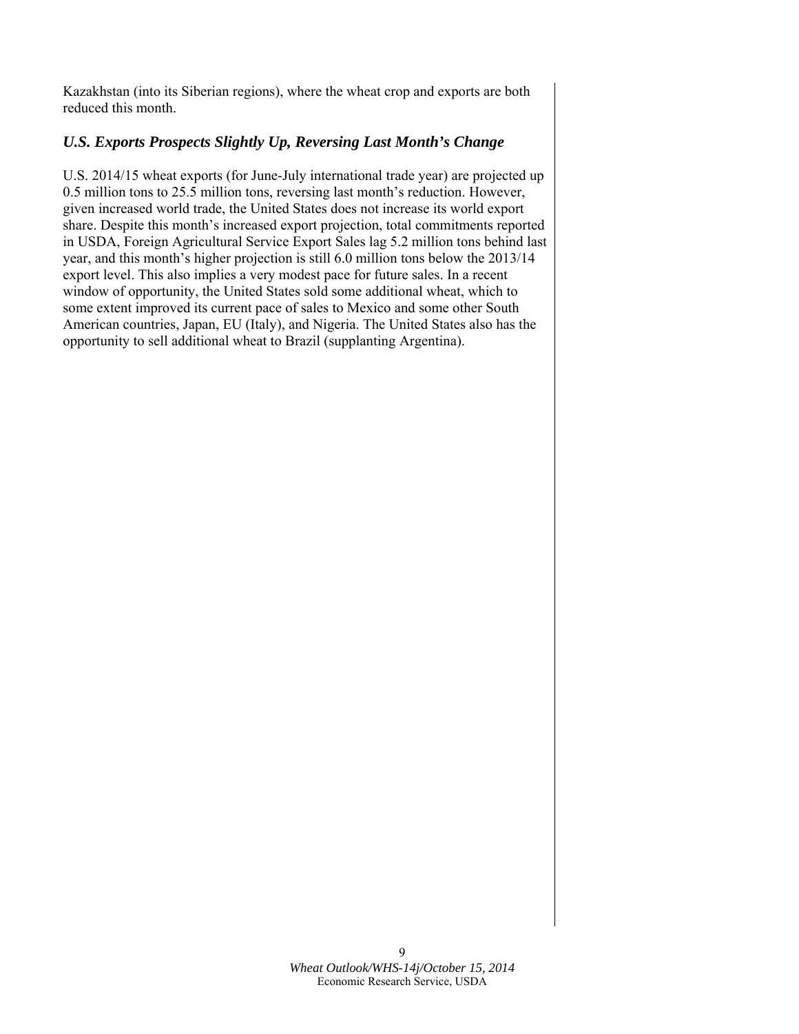Kazakhstan (into its Siberian regions), where the wheat crop and exports are both reduced this month.

### *U.S. Exports Prospects Slightly Up, Reversing Last Month's Change*

U.S. 2014/15 wheat exports (for June-July international trade year) are projected up 0.5 million tons to 25.5 million tons, reversing last month's reduction. However, given increased world trade, the United States does not increase its world export share. Despite this month's increased export projection, total commitments reported in USDA, Foreign Agricultural Service Export Sales lag 5.2 million tons behind last year, and this month's higher projection is still 6.0 million tons below the 2013/14 export level. This also implies a very modest pace for future sales. In a recent window of opportunity, the United States sold some additional wheat, which to some extent improved its current pace of sales to Mexico and some other South American countries, Japan, EU (Italy), and Nigeria. The United States also has the opportunity to sell additional wheat to Brazil (supplanting Argentina).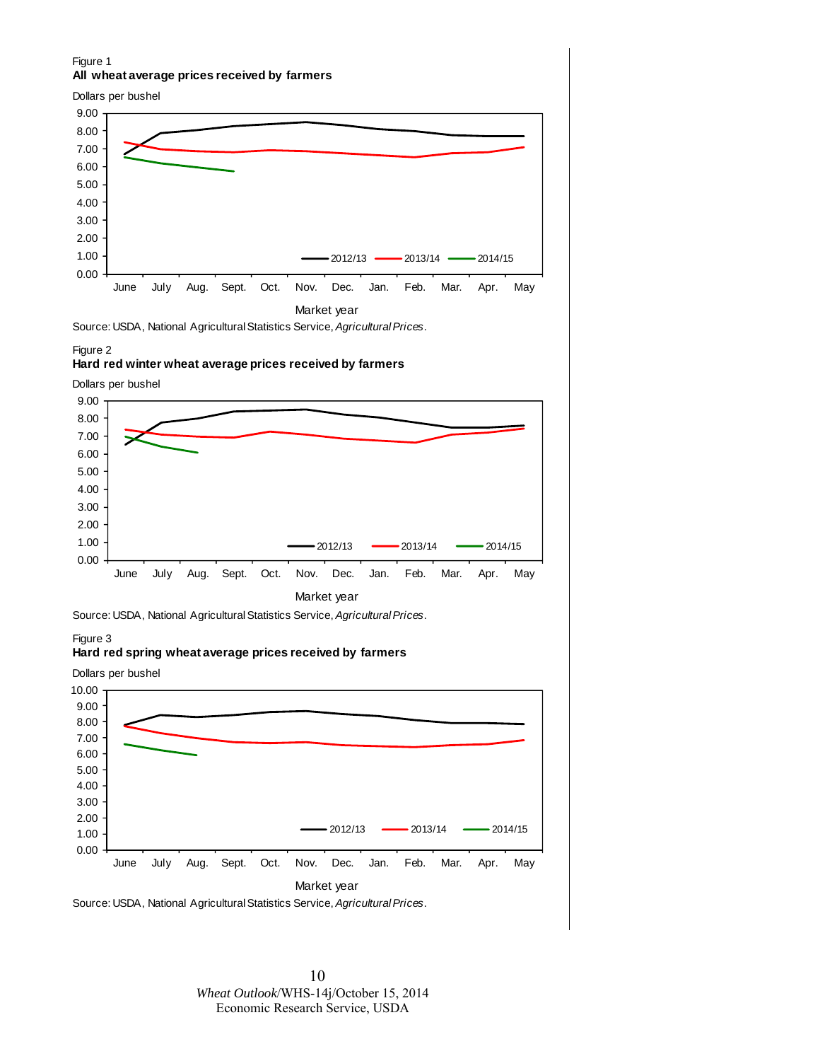Figure 1

**All wheat average prices received by farmers**

Dollars per bushel

Source: USDA, National Agricultural Statistics Service, *Agricultural Prices*.

Figure 2

**Hard red winter wheat average prices received by farmers**

Dollars per bushel

Source: USDA, National Agricultural Statistics Service, *Agricultural Prices*.

Figure 3

**Hard red spring wheat average prices received by farmers**

Dollars per bushel

Source: USDA, National Agricultural Statistics Service, *Agricultural Prices*.

*Wheat Outlook*/WHS-14j/October 15, 2014
Economic Research Service, USDA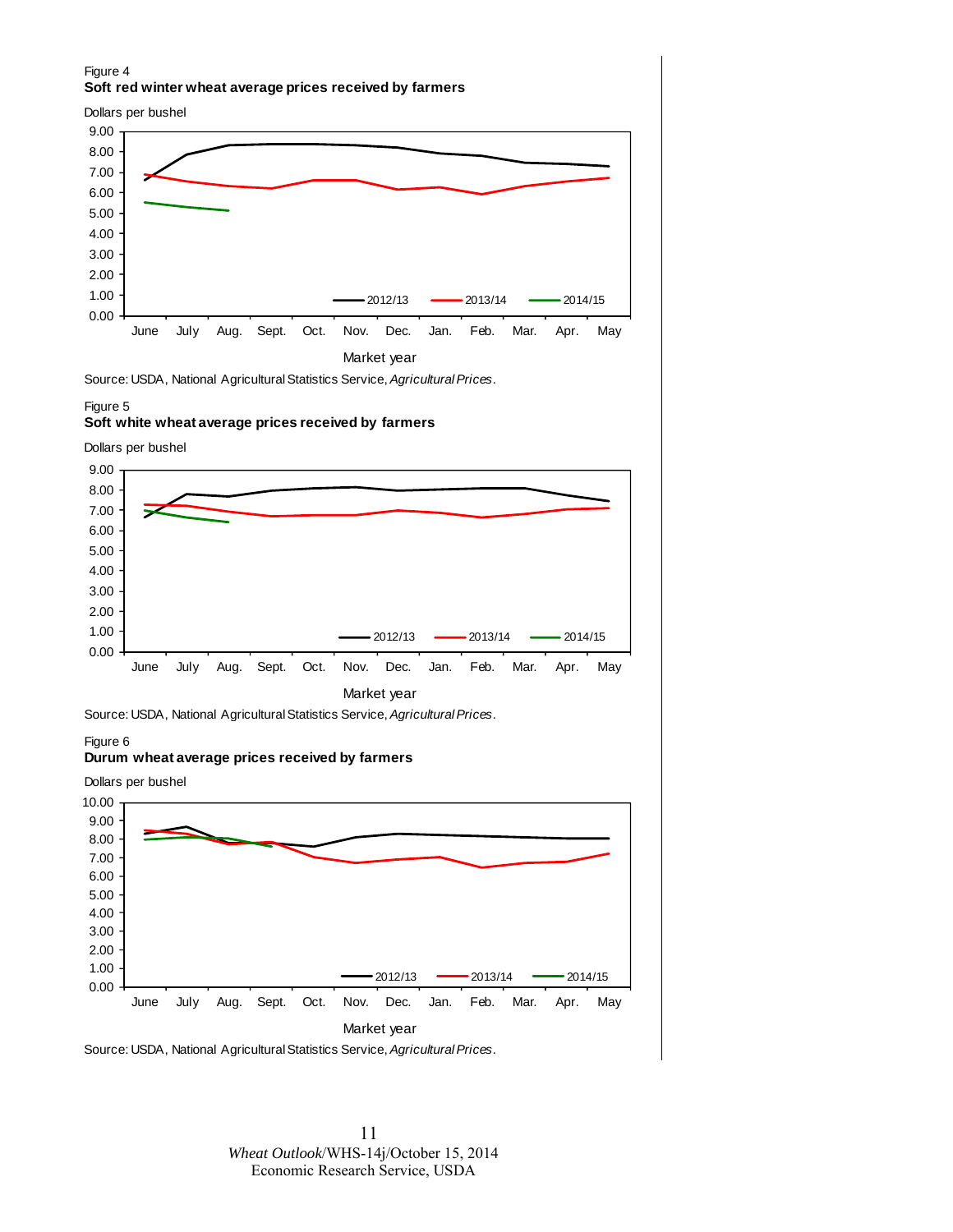Figure 4

**Soft red winter wheat average prices received by farmers**

Dollars per bushel

Source: USDA, National Agricultural Statistics Service, *Agricultural Prices*.

Figure 5

**Soft white wheat average prices received by farmers**

Dollars per bushel

Source: USDA, National Agricultural Statistics Service, *Agricultural Prices*.

Figure 6

**Durum wheat average prices received by farmers**

Dollars per bushel

Source: USDA, National Agricultural Statistics Service, *Agricultural Prices*.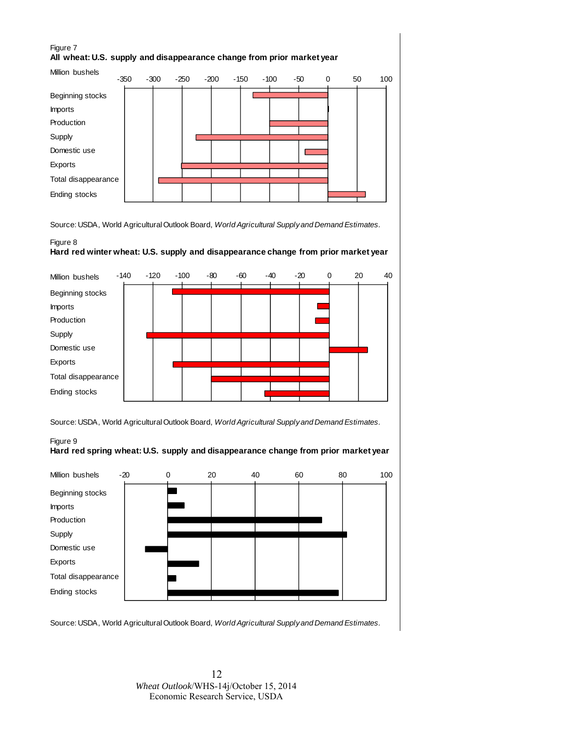Figure 7

**All wheat: U.S. supply and disappearance change from prior market year**

Million bushels

Source: USDA, World Agricultural Outlook Board, *World Agricultural Supply and Demand Estimates*.

Figure 8

**Hard red winter wheat: U.S. supply and disappearance change from prior market year**

Million bushels

Source: USDA, World Agricultural Outlook Board, *World Agricultural Supply and Demand Estimates*.

Figure 9

**Hard red spring wheat: U.S. supply and disappearance change from prior market year**

Million bushels

Source: USDA, World Agricultural Outlook Board, *World Agricultural Supply and Demand Estimates*.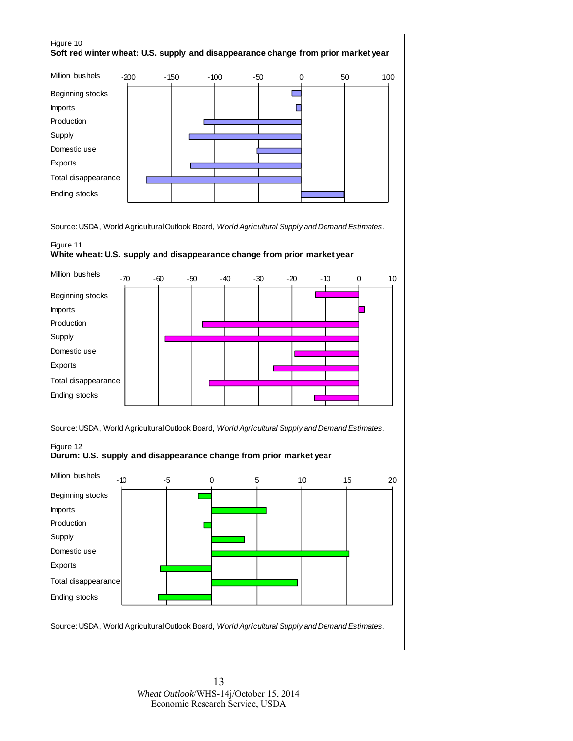Figure 10
**Soft red winter wheat: U.S. supply and disappearance change from prior market year**

Source: USDA, World Agricultural Outlook Board, *World Agricultural Supply and Demand Estimates*.

Figure 11
**White wheat: U.S. supply and disappearance change from prior market year**

Source: USDA, World Agricultural Outlook Board, *World Agricultural Supply and Demand Estimates*.

Figure 12
**Durum: U.S. supply and disappearance change from prior market year**

Source: USDA, World Agricultural Outlook Board, *World Agricultural Supply and Demand Estimates*.

*Wheat Outlook*/WHS-14j/October 15, 2014
Economic Research Service, USDA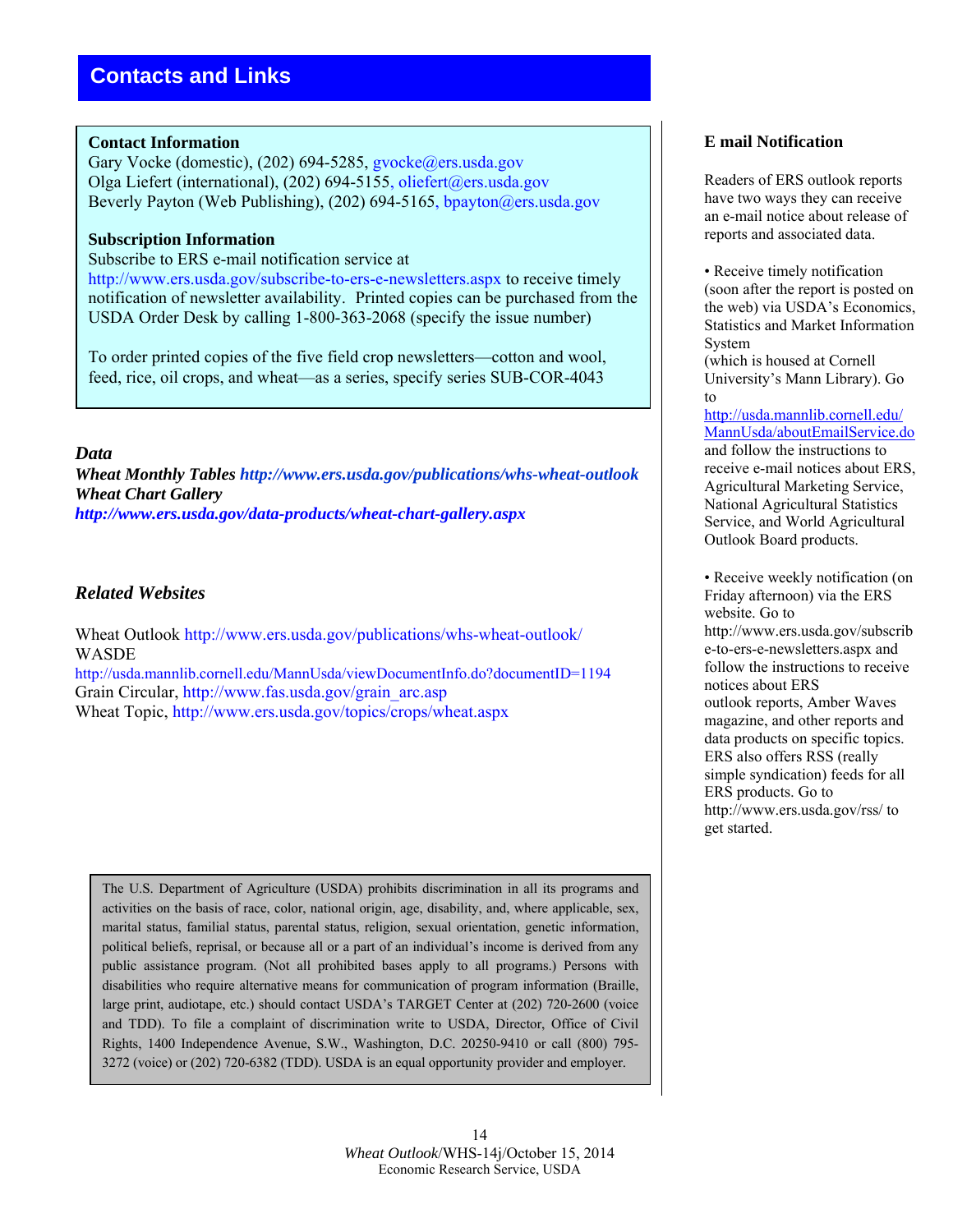# Contacts and Links

**Contact Information**
Gary Vocke (domestic), (202) 694-5285, gvocke@ers.usda.gov
Olga Liefert (international), (202) 694-5155, oliefert@ers.usda.gov
Beverly Payton (Web Publishing), (202) 694-5165, bpayton@ers.usda.gov

**Subscription Information**
Subscribe to ERS e-mail notification service at http://www.ers.usda.gov/subscribe-to-ers-e-newsletters.aspx to receive timely notification of newsletter availability. Printed copies can be purchased from the USDA Order Desk by calling 1-800-363-2068 (specify the issue number)

To order printed copies of the five field crop newsletters—cotton and wool, feed, rice, oil crops, and wheat—as a series, specify series SUB-COR-4043

### *Data*

***Wheat Monthly Tables*** ***http://www.ers.usda.gov/publications/whs-wheat-outlook***
***Wheat Chart Gallery***
***http://www.ers.usda.gov/data-products/wheat-chart-gallery.aspx***

### *Related Websites*

Wheat Outlook http://www.ers.usda.gov/publications/whs-wheat-outlook/
WASDE
http://usda.mannlib.cornell.edu/MannUsda/viewDocumentInfo.do?documentID=1194
Grain Circular, http://www.fas.usda.gov/grain_arc.asp
Wheat Topic, http://www.ers.usda.gov/topics/crops/wheat.aspx

The U.S. Department of Agriculture (USDA) prohibits discrimination in all its programs and activities on the basis of race, color, national origin, age, disability, and, where applicable, sex, marital status, familial status, parental status, religion, sexual orientation, genetic information, political beliefs, reprisal, or because all or a part of an individual's income is derived from any public assistance program. (Not all prohibited bases apply to all programs.) Persons with disabilities who require alternative means for communication of program information (Braille, large print, audiotape, etc.) should contact USDA's TARGET Center at (202) 720-2600 (voice and TDD). To file a complaint of discrimination write to USDA, Director, Office of Civil Rights, 1400 Independence Avenue, S.W., Washington, D.C. 20250-9410 or call (800) 795-3272 (voice) or (202) 720-6382 (TDD). USDA is an equal opportunity provider and employer.

### E mail Notification

Readers of ERS outlook reports have two ways they can receive an e-mail notice about release of reports and associated data.

- Receive timely notification (soon after the report is posted on the web) via USDA's Economics, Statistics and Market Information System (which is housed at Cornell University's Mann Library). Go to http://usda.mannlib.cornell.edu/MannUsda/aboutEmailService.do and follow the instructions to receive e-mail notices about ERS, Agricultural Marketing Service, National Agricultural Statistics Service, and World Agricultural Outlook Board products.

- Receive weekly notification (on Friday afternoon) via the ERS website. Go to http://www.ers.usda.gov/subscribe-to-ers-e-newsletters.aspx and follow the instructions to receive notices about ERS outlook reports, Amber Waves magazine, and other reports and data products on specific topics. ERS also offers RSS (really simple syndication) feeds for all ERS products. Go to http://www.ers.usda.gov/rss/ to get started.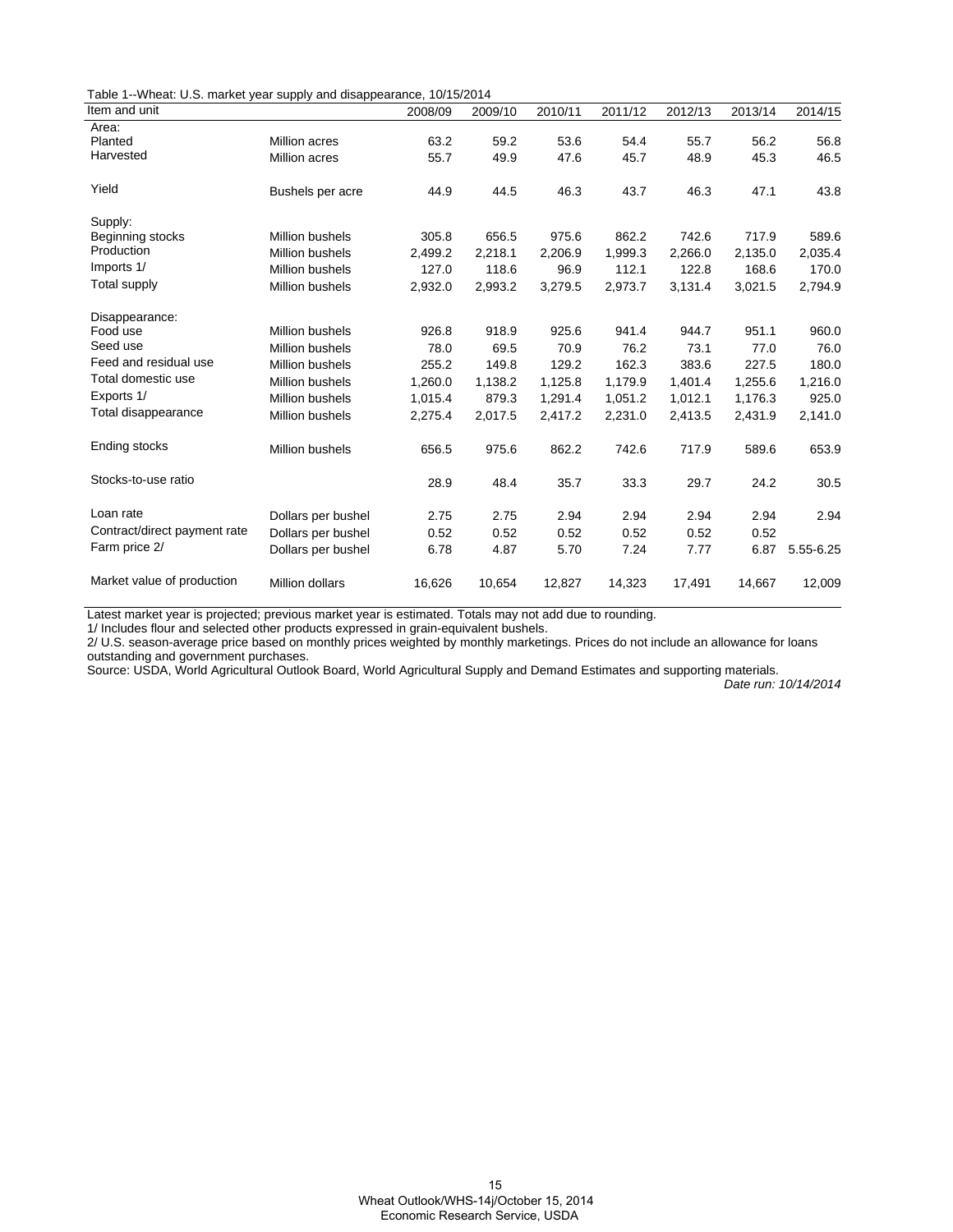Table 1--Wheat: U.S. market year supply and disappearance, 10/15/2014

| Item and unit | | 2008/09 | 2009/10 | 2010/11 | 2011/12 | 2012/13 | 2013/14 | 2014/15 |
|---|---|---|---|---|---|---|---|---|
| Area: | | | | | | | | |
| Planted | Million acres | 63.2 | 59.2 | 53.6 | 54.4 | 55.7 | 56.2 | 56.8 |
| Harvested | Million acres | 55.7 | 49.9 | 47.6 | 45.7 | 48.9 | 45.3 | 46.5 |
| Yield | Bushels per acre | 44.9 | 44.5 | 46.3 | 43.7 | 46.3 | 47.1 | 43.8 |
| Supply: | | | | | | | | |
| Beginning stocks | Million bushels | 305.8 | 656.5 | 975.6 | 862.2 | 742.6 | 717.9 | 589.6 |
| Production | Million bushels | 2,499.2 | 2,218.1 | 2,206.9 | 1,999.3 | 2,266.0 | 2,135.0 | 2,035.4 |
| Imports 1/ | Million bushels | 127.0 | 118.6 | 96.9 | 112.1 | 122.8 | 168.6 | 170.0 |
| Total supply | Million bushels | 2,932.0 | 2,993.2 | 3,279.5 | 2,973.7 | 3,131.4 | 3,021.5 | 2,794.9 |
| Disappearance: | | | | | | | | |
| Food use | Million bushels | 926.8 | 918.9 | 925.6 | 941.4 | 944.7 | 951.1 | 960.0 |
| Seed use | Million bushels | 78.0 | 69.5 | 70.9 | 76.2 | 73.1 | 77.0 | 76.0 |
| Feed and residual use | Million bushels | 255.2 | 149.8 | 129.2 | 162.3 | 383.6 | 227.5 | 180.0 |
| Total domestic use | Million bushels | 1,260.0 | 1,138.2 | 1,125.8 | 1,179.9 | 1,401.4 | 1,255.6 | 1,216.0 |
| Exports 1/ | Million bushels | 1,015.4 | 879.3 | 1,291.4 | 1,051.2 | 1,012.1 | 1,176.3 | 925.0 |
| Total disappearance | Million bushels | 2,275.4 | 2,017.5 | 2,417.2 | 2,231.0 | 2,413.5 | 2,431.9 | 2,141.0 |
| Ending stocks | Million bushels | 656.5 | 975.6 | 862.2 | 742.6 | 717.9 | 589.6 | 653.9 |
| Stocks-to-use ratio | | 28.9 | 48.4 | 35.7 | 33.3 | 29.7 | 24.2 | 30.5 |
| Loan rate | Dollars per bushel | 2.75 | 2.75 | 2.94 | 2.94 | 2.94 | 2.94 | 2.94 |
| Contract/direct payment rate | Dollars per bushel | 0.52 | 0.52 | 0.52 | 0.52 | 0.52 | 0.52 | |
| Farm price 2/ | Dollars per bushel | 6.78 | 4.87 | 5.70 | 7.24 | 7.77 | 6.87 | 5.55-6.25 |
| Market value of production | Million dollars | 16,626 | 10,654 | 12,827 | 14,323 | 17,491 | 14,667 | 12,009 |

Latest market year is projected; previous market year is estimated. Totals may not add due to rounding.

1/ Includes flour and selected other products expressed in grain-equivalent bushels.

2/ U.S. season-average price based on monthly prices weighted by monthly marketings. Prices do not include an allowance for loans outstanding and government purchases.

Source: USDA, World Agricultural Outlook Board, World Agricultural Supply and Demand Estimates and supporting materials.

*Date run: 10/14/2014*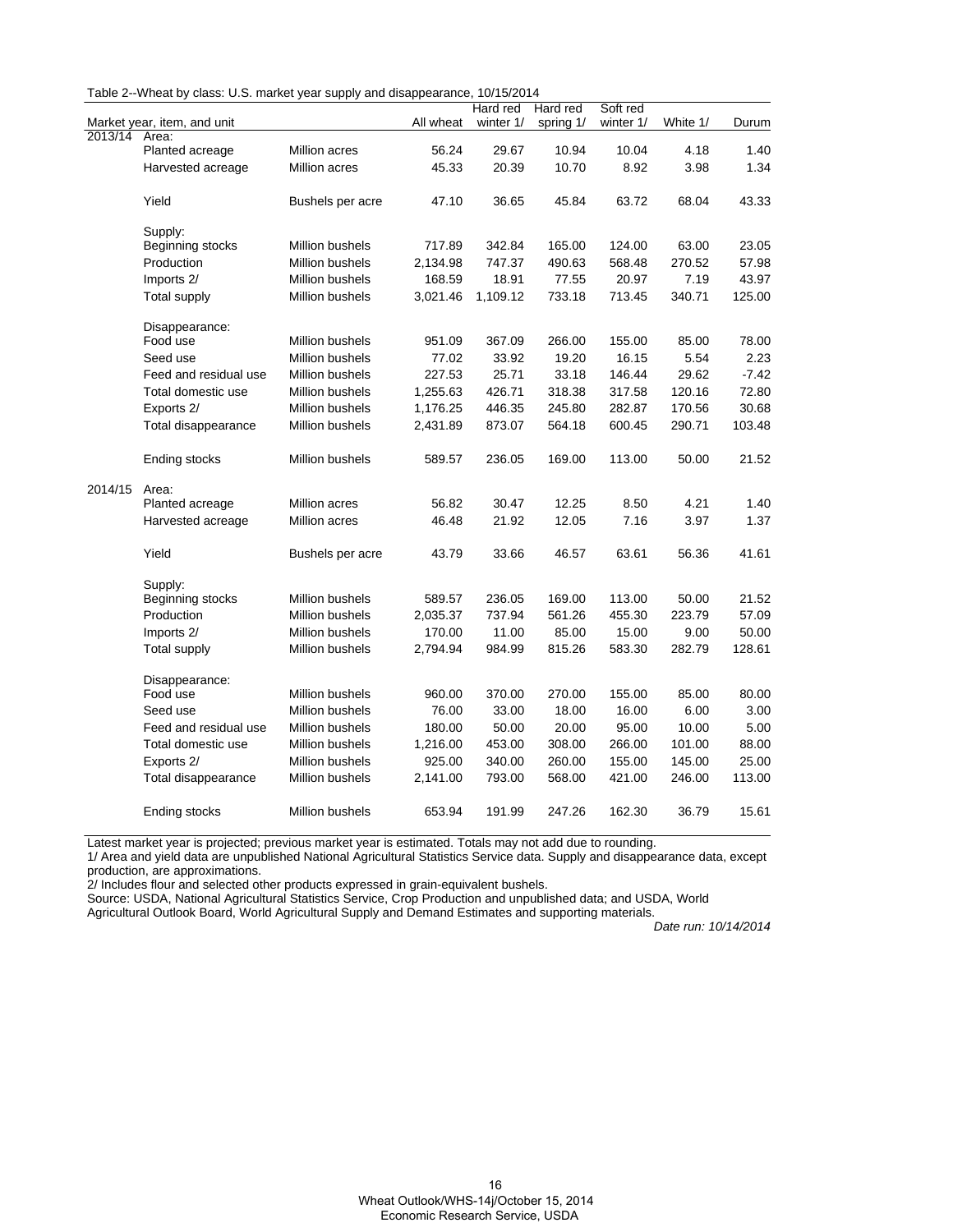Table 2--Wheat by class: U.S. market year supply and disappearance, 10/15/2014

| Market year, item, and unit | | | All wheat | Hard red winter 1/ | Hard red spring 1/ | Soft red winter 1/ | White 1/ | Durum |
|---|---|---|---|---|---|---|---|---|
| 2013/14 | Area: | | | | | | | |
| | Planted acreage | Million acres | 56.24 | 29.67 | 10.94 | 10.04 | 4.18 | 1.40 |
| | Harvested acreage | Million acres | 45.33 | 20.39 | 10.70 | 8.92 | 3.98 | 1.34 |
| | Yield | Bushels per acre | 47.10 | 36.65 | 45.84 | 63.72 | 68.04 | 43.33 |
| | Supply: | | | | | | | |
| | Beginning stocks | Million bushels | 717.89 | 342.84 | 165.00 | 124.00 | 63.00 | 23.05 |
| | Production | Million bushels | 2,134.98 | 747.37 | 490.63 | 568.48 | 270.52 | 57.98 |
| | Imports 2/ | Million bushels | 168.59 | 18.91 | 77.55 | 20.97 | 7.19 | 43.97 |
| | Total supply | Million bushels | 3,021.46 | 1,109.12 | 733.18 | 713.45 | 340.71 | 125.00 |
| | Disappearance: | | | | | | | |
| | Food use | Million bushels | 951.09 | 367.09 | 266.00 | 155.00 | 85.00 | 78.00 |
| | Seed use | Million bushels | 77.02 | 33.92 | 19.20 | 16.15 | 5.54 | 2.23 |
| | Feed and residual use | Million bushels | 227.53 | 25.71 | 33.18 | 146.44 | 29.62 | -7.42 |
| | Total domestic use | Million bushels | 1,255.63 | 426.71 | 318.38 | 317.58 | 120.16 | 72.80 |
| | Exports 2/ | Million bushels | 1,176.25 | 446.35 | 245.80 | 282.87 | 170.56 | 30.68 |
| | Total disappearance | Million bushels | 2,431.89 | 873.07 | 564.18 | 600.45 | 290.71 | 103.48 |
| | Ending stocks | Million bushels | 589.57 | 236.05 | 169.00 | 113.00 | 50.00 | 21.52 |
| 2014/15 | Area: | | | | | | | |
| | Planted acreage | Million acres | 56.82 | 30.47 | 12.25 | 8.50 | 4.21 | 1.40 |
| | Harvested acreage | Million acres | 46.48 | 21.92 | 12.05 | 7.16 | 3.97 | 1.37 |
| | Yield | Bushels per acre | 43.79 | 33.66 | 46.57 | 63.61 | 56.36 | 41.61 |
| | Supply: | | | | | | | |
| | Beginning stocks | Million bushels | 589.57 | 236.05 | 169.00 | 113.00 | 50.00 | 21.52 |
| | Production | Million bushels | 2,035.37 | 737.94 | 561.26 | 455.30 | 223.79 | 57.09 |
| | Imports 2/ | Million bushels | 170.00 | 11.00 | 85.00 | 15.00 | 9.00 | 50.00 |
| | Total supply | Million bushels | 2,794.94 | 984.99 | 815.26 | 583.30 | 282.79 | 128.61 |
| | Disappearance: | | | | | | | |
| | Food use | Million bushels | 960.00 | 370.00 | 270.00 | 155.00 | 85.00 | 80.00 |
| | Seed use | Million bushels | 76.00 | 33.00 | 18.00 | 16.00 | 6.00 | 3.00 |
| | Feed and residual use | Million bushels | 180.00 | 50.00 | 20.00 | 95.00 | 10.00 | 5.00 |
| | Total domestic use | Million bushels | 1,216.00 | 453.00 | 308.00 | 266.00 | 101.00 | 88.00 |
| | Exports 2/ | Million bushels | 925.00 | 340.00 | 260.00 | 155.00 | 145.00 | 25.00 |
| | Total disappearance | Million bushels | 2,141.00 | 793.00 | 568.00 | 421.00 | 246.00 | 113.00 |
| | Ending stocks | Million bushels | 653.94 | 191.99 | 247.26 | 162.30 | 36.79 | 15.61 |

Latest market year is projected; previous market year is estimated. Totals may not add due to rounding.

1/ Area and yield data are unpublished National Agricultural Statistics Service data. Supply and disappearance data, except production, are approximations.

2/ Includes flour and selected other products expressed in grain-equivalent bushels.

Source: USDA, National Agricultural Statistics Service, Crop Production and unpublished data; and USDA, World Agricultural Outlook Board, World Agricultural Supply and Demand Estimates and supporting materials.

*Date run: 10/14/2014*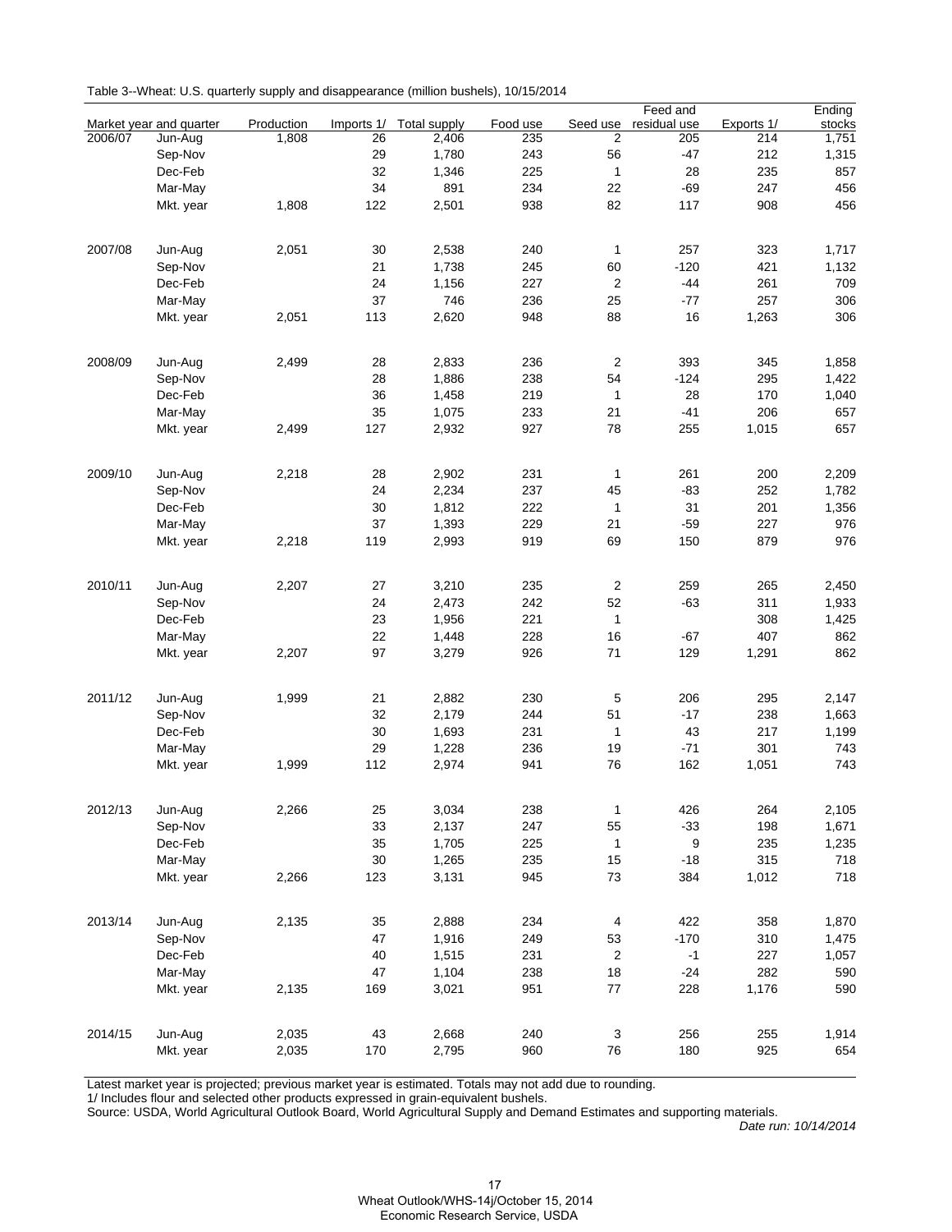Table 3--Wheat: U.S. quarterly supply and disappearance (million bushels), 10/15/2014

| Market year and quarter | | Production | Imports 1/ | Total supply | Food use | Seed use | Feed and residual use | Exports 1/ | Ending stocks |
|---|---|---|---|---|---|---|---|---|---|
| 2006/07 | Jun-Aug | 1,808 | 26 | 2,406 | 235 | 2 | 205 | 214 | 1,751 |
| | Sep-Nov | | 29 | 1,780 | 243 | 56 | -47 | 212 | 1,315 |
| | Dec-Feb | | 32 | 1,346 | 225 | 1 | 28 | 235 | 857 |
| | Mar-May | | 34 | 891 | 234 | 22 | -69 | 247 | 456 |
| | Mkt. year | 1,808 | 122 | 2,501 | 938 | 82 | 117 | 908 | 456 |
| 2007/08 | Jun-Aug | 2,051 | 30 | 2,538 | 240 | 1 | 257 | 323 | 1,717 |
| | Sep-Nov | | 21 | 1,738 | 245 | 60 | -120 | 421 | 1,132 |
| | Dec-Feb | | 24 | 1,156 | 227 | 2 | -44 | 261 | 709 |
| | Mar-May | | 37 | 746 | 236 | 25 | -77 | 257 | 306 |
| | Mkt. year | 2,051 | 113 | 2,620 | 948 | 88 | 16 | 1,263 | 306 |
| 2008/09 | Jun-Aug | 2,499 | 28 | 2,833 | 236 | 2 | 393 | 345 | 1,858 |
| | Sep-Nov | | 28 | 1,886 | 238 | 54 | -124 | 295 | 1,422 |
| | Dec-Feb | | 36 | 1,458 | 219 | 1 | 28 | 170 | 1,040 |
| | Mar-May | | 35 | 1,075 | 233 | 21 | -41 | 206 | 657 |
| | Mkt. year | 2,499 | 127 | 2,932 | 927 | 78 | 255 | 1,015 | 657 |
| 2009/10 | Jun-Aug | 2,218 | 28 | 2,902 | 231 | 1 | 261 | 200 | 2,209 |
| | Sep-Nov | | 24 | 2,234 | 237 | 45 | -83 | 252 | 1,782 |
| | Dec-Feb | | 30 | 1,812 | 222 | 1 | 31 | 201 | 1,356 |
| | Mar-May | | 37 | 1,393 | 229 | 21 | -59 | 227 | 976 |
| | Mkt. year | 2,218 | 119 | 2,993 | 919 | 69 | 150 | 879 | 976 |
| 2010/11 | Jun-Aug | 2,207 | 27 | 3,210 | 235 | 2 | 259 | 265 | 2,450 |
| | Sep-Nov | | 24 | 2,473 | 242 | 52 | -63 | 311 | 1,933 |
| | Dec-Feb | | 23 | 1,956 | 221 | 1 | | 308 | 1,425 |
| | Mar-May | | 22 | 1,448 | 228 | 16 | -67 | 407 | 862 |
| | Mkt. year | 2,207 | 97 | 3,279 | 926 | 71 | 129 | 1,291 | 862 |
| 2011/12 | Jun-Aug | 1,999 | 21 | 2,882 | 230 | 5 | 206 | 295 | 2,147 |
| | Sep-Nov | | 32 | 2,179 | 244 | 51 | -17 | 238 | 1,663 |
| | Dec-Feb | | 30 | 1,693 | 231 | 1 | 43 | 217 | 1,199 |
| | Mar-May | | 29 | 1,228 | 236 | 19 | -71 | 301 | 743 |
| | Mkt. year | 1,999 | 112 | 2,974 | 941 | 76 | 162 | 1,051 | 743 |
| 2012/13 | Jun-Aug | 2,266 | 25 | 3,034 | 238 | 1 | 426 | 264 | 2,105 |
| | Sep-Nov | | 33 | 2,137 | 247 | 55 | -33 | 198 | 1,671 |
| | Dec-Feb | | 35 | 1,705 | 225 | 1 | 9 | 235 | 1,235 |
| | Mar-May | | 30 | 1,265 | 235 | 15 | -18 | 315 | 718 |
| | Mkt. year | 2,266 | 123 | 3,131 | 945 | 73 | 384 | 1,012 | 718 |
| 2013/14 | Jun-Aug | 2,135 | 35 | 2,888 | 234 | 4 | 422 | 358 | 1,870 |
| | Sep-Nov | | 47 | 1,916 | 249 | 53 | -170 | 310 | 1,475 |
| | Dec-Feb | | 40 | 1,515 | 231 | 2 | -1 | 227 | 1,057 |
| | Mar-May | | 47 | 1,104 | 238 | 18 | -24 | 282 | 590 |
| | Mkt. year | 2,135 | 169 | 3,021 | 951 | 77 | 228 | 1,176 | 590 |
| 2014/15 | Jun-Aug | 2,035 | 43 | 2,668 | 240 | 3 | 256 | 255 | 1,914 |
| | Mkt. year | 2,035 | 170 | 2,795 | 960 | 76 | 180 | 925 | 654 |

Latest market year is projected; previous market year is estimated. Totals may not add due to rounding.

1/ Includes flour and selected other products expressed in grain-equivalent bushels.

Source: USDA, World Agricultural Outlook Board, World Agricultural Supply and Demand Estimates and supporting materials.

*Date run: 10/14/2014*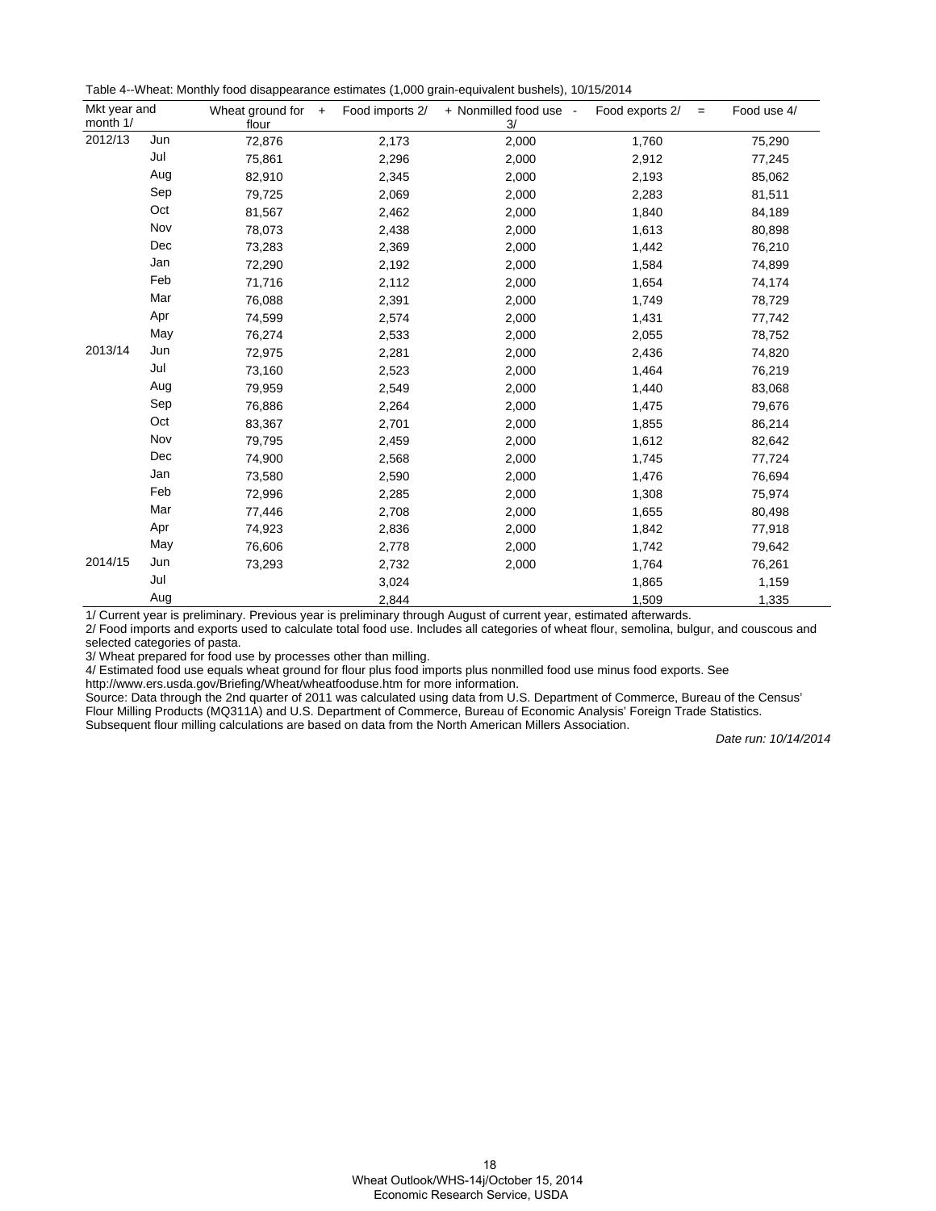Table 4--Wheat: Monthly food disappearance estimates (1,000 grain-equivalent bushels), 10/15/2014

| Mkt year and month 1/ | | Wheat ground for flour | + Food imports 2/ | + Nonmilled food use 3/ | - Food exports 2/ | = Food use 4/ |
|---|---|---|---|---|---|---|
| 2012/13 | Jun | 72,876 | 2,173 | 2,000 | 1,760 | 75,290 |
| | Jul | 75,861 | 2,296 | 2,000 | 2,912 | 77,245 |
| | Aug | 82,910 | 2,345 | 2,000 | 2,193 | 85,062 |
| | Sep | 79,725 | 2,069 | 2,000 | 2,283 | 81,511 |
| | Oct | 81,567 | 2,462 | 2,000 | 1,840 | 84,189 |
| | Nov | 78,073 | 2,438 | 2,000 | 1,613 | 80,898 |
| | Dec | 73,283 | 2,369 | 2,000 | 1,442 | 76,210 |
| | Jan | 72,290 | 2,192 | 2,000 | 1,584 | 74,899 |
| | Feb | 71,716 | 2,112 | 2,000 | 1,654 | 74,174 |
| | Mar | 76,088 | 2,391 | 2,000 | 1,749 | 78,729 |
| | Apr | 74,599 | 2,574 | 2,000 | 1,431 | 77,742 |
| | May | 76,274 | 2,533 | 2,000 | 2,055 | 78,752 |
| 2013/14 | Jun | 72,975 | 2,281 | 2,000 | 2,436 | 74,820 |
| | Jul | 73,160 | 2,523 | 2,000 | 1,464 | 76,219 |
| | Aug | 79,959 | 2,549 | 2,000 | 1,440 | 83,068 |
| | Sep | 76,886 | 2,264 | 2,000 | 1,475 | 79,676 |
| | Oct | 83,367 | 2,701 | 2,000 | 1,855 | 86,214 |
| | Nov | 79,795 | 2,459 | 2,000 | 1,612 | 82,642 |
| | Dec | 74,900 | 2,568 | 2,000 | 1,745 | 77,724 |
| | Jan | 73,580 | 2,590 | 2,000 | 1,476 | 76,694 |
| | Feb | 72,996 | 2,285 | 2,000 | 1,308 | 75,974 |
| | Mar | 77,446 | 2,708 | 2,000 | 1,655 | 80,498 |
| | Apr | 74,923 | 2,836 | 2,000 | 1,842 | 77,918 |
| | May | 76,606 | 2,778 | 2,000 | 1,742 | 79,642 |
| 2014/15 | Jun | 73,293 | 2,732 | 2,000 | 1,764 | 76,261 |
| | Jul | | 3,024 | | 1,865 | 1,159 |
| | Aug | | 2,844 | | 1,509 | 1,335 |

1/ Current year is preliminary. Previous year is preliminary through August of current year, estimated afterwards.
2/ Food imports and exports used to calculate total food use. Includes all categories of wheat flour, semolina, bulgur, and couscous and selected categories of pasta.
3/ Wheat prepared for food use by processes other than milling.
4/ Estimated food use equals wheat ground for flour plus food imports plus nonmilled food use minus food exports. See http://www.ers.usda.gov/Briefing/Wheat/wheatfooduse.htm for more information.
Source: Data through the 2nd quarter of 2011 was calculated using data from U.S. Department of Commerce, Bureau of the Census' Flour Milling Products (MQ311A) and U.S. Department of Commerce, Bureau of Economic Analysis' Foreign Trade Statistics. Subsequent flour milling calculations are based on data from the North American Millers Association.

*Date run: 10/14/2014*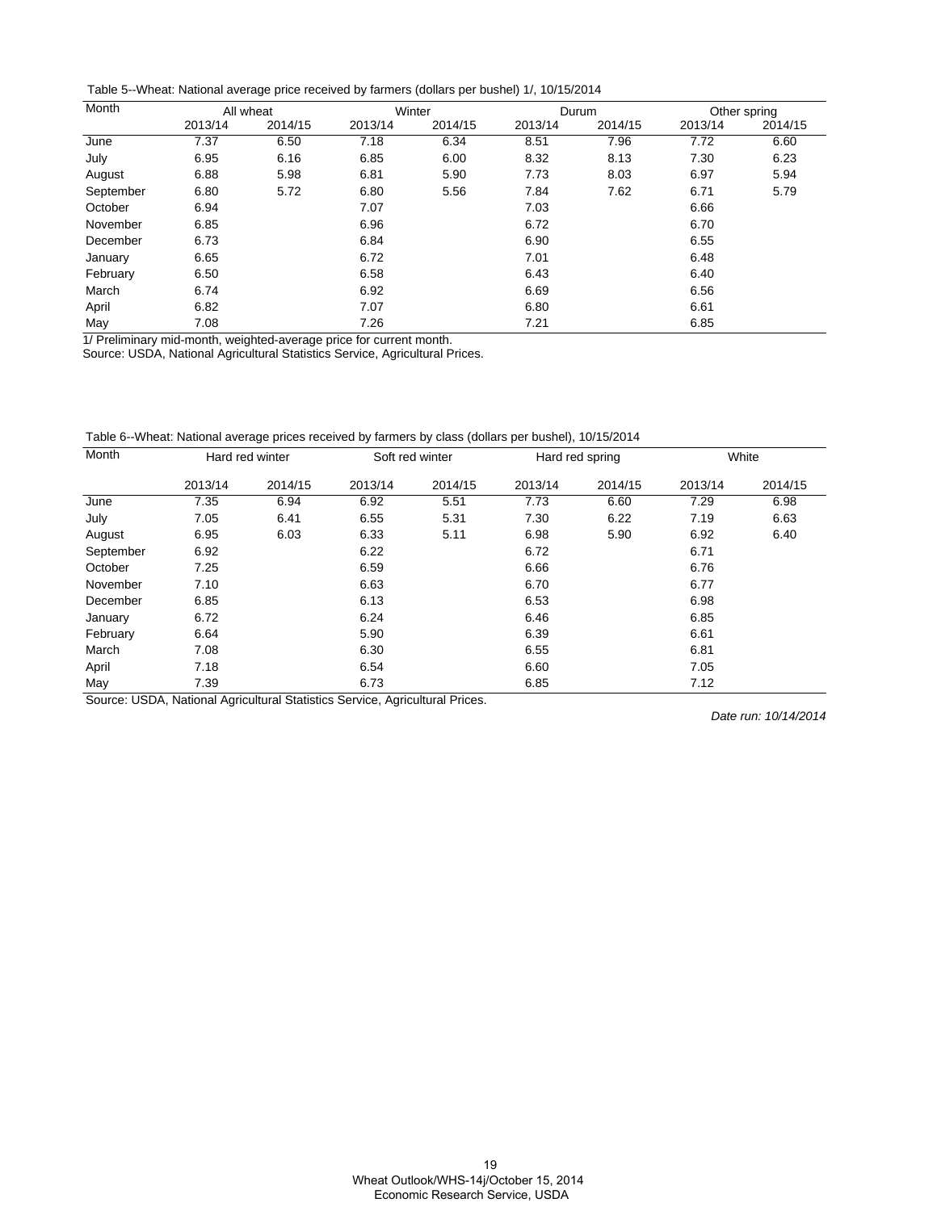Table 5--Wheat: National average price received by farmers (dollars per bushel) 1/, 10/15/2014

| Month | All wheat | | Winter | | Durum | | Other spring | |
|---|---|---|---|---|---|---|---|---|
| | 2013/14 | 2014/15 | 2013/14 | 2014/15 | 2013/14 | 2014/15 | 2013/14 | 2014/15 |
| June | 7.37 | 6.50 | 7.18 | 6.34 | 8.51 | 7.96 | 7.72 | 6.60 |
| July | 6.95 | 6.16 | 6.85 | 6.00 | 8.32 | 8.13 | 7.30 | 6.23 |
| August | 6.88 | 5.98 | 6.81 | 5.90 | 7.73 | 8.03 | 6.97 | 5.94 |
| September | 6.80 | 5.72 | 6.80 | 5.56 | 7.84 | 7.62 | 6.71 | 5.79 |
| October | 6.94 | | 7.07 | | 7.03 | | 6.66 | |
| November | 6.85 | | 6.96 | | 6.72 | | 6.70 | |
| December | 6.73 | | 6.84 | | 6.90 | | 6.55 | |
| January | 6.65 | | 6.72 | | 7.01 | | 6.48 | |
| February | 6.50 | | 6.58 | | 6.43 | | 6.40 | |
| March | 6.74 | | 6.92 | | 6.69 | | 6.56 | |
| April | 6.82 | | 7.07 | | 6.80 | | 6.61 | |
| May | 7.08 | | 7.26 | | 7.21 | | 6.85 | |

1/ Preliminary mid-month, weighted-average price for current month.
Source: USDA, National Agricultural Statistics Service, Agricultural Prices.

Table 6--Wheat: National average prices received by farmers by class (dollars per bushel), 10/15/2014

| Month | Hard red winter | | Soft red winter | | Hard red spring | | White | |
|---|---|---|---|---|---|---|---|---|
| | 2013/14 | 2014/15 | 2013/14 | 2014/15 | 2013/14 | 2014/15 | 2013/14 | 2014/15 |
| June | 7.35 | 6.94 | 6.92 | 5.51 | 7.73 | 6.60 | 7.29 | 6.98 |
| July | 7.05 | 6.41 | 6.55 | 5.31 | 7.30 | 6.22 | 7.19 | 6.63 |
| August | 6.95 | 6.03 | 6.33 | 5.11 | 6.98 | 5.90 | 6.92 | 6.40 |
| September | 6.92 | | 6.22 | | 6.72 | | 6.71 | |
| October | 7.25 | | 6.59 | | 6.66 | | 6.76 | |
| November | 7.10 | | 6.63 | | 6.70 | | 6.77 | |
| December | 6.85 | | 6.13 | | 6.53 | | 6.98 | |
| January | 6.72 | | 6.24 | | 6.46 | | 6.85 | |
| February | 6.64 | | 5.90 | | 6.39 | | 6.61 | |
| March | 7.08 | | 6.30 | | 6.55 | | 6.81 | |
| April | 7.18 | | 6.54 | | 6.60 | | 7.05 | |
| May | 7.39 | | 6.73 | | 6.85 | | 7.12 | |

Source: USDA, National Agricultural Statistics Service, Agricultural Prices.

*Date run: 10/14/2014*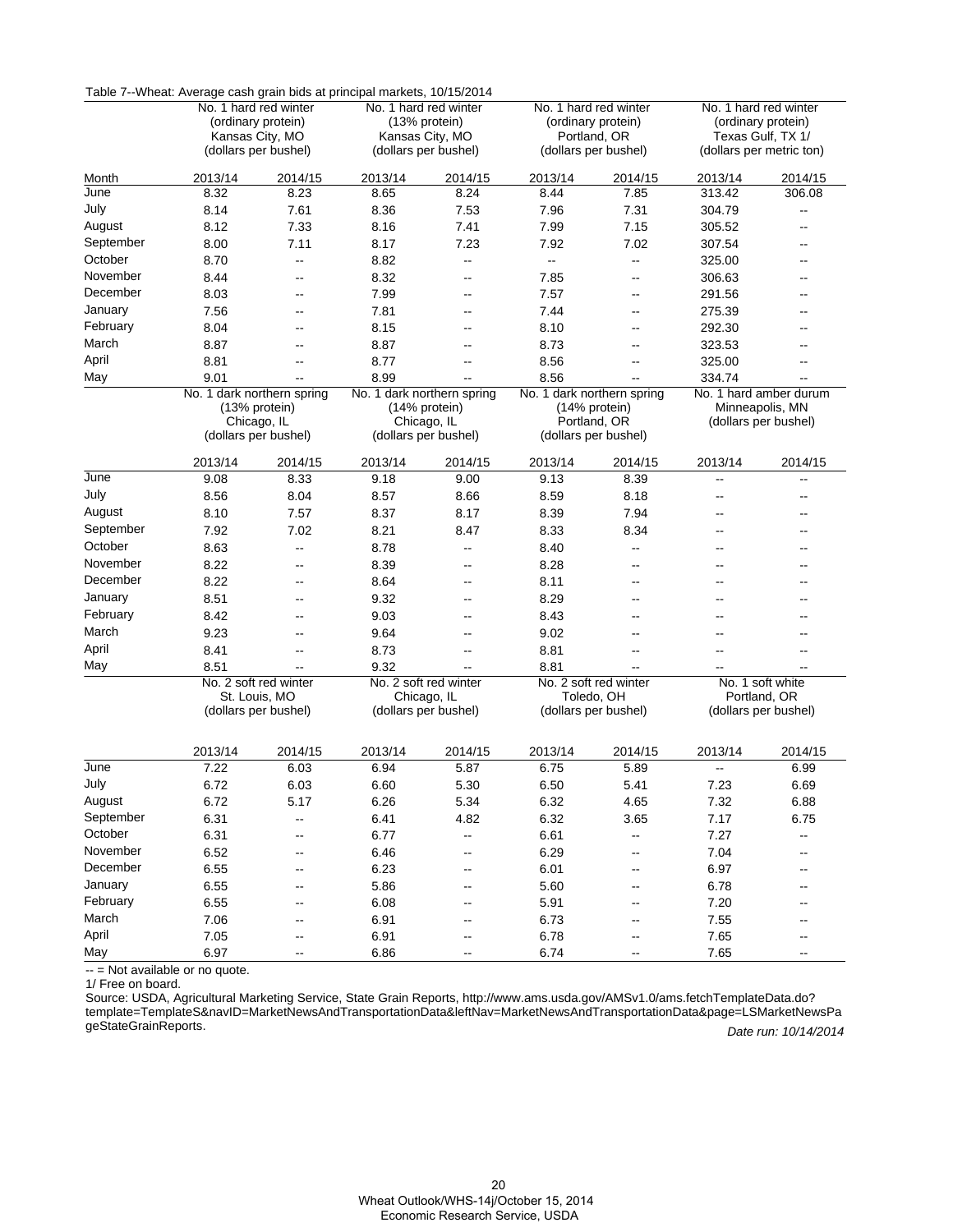Table 7--Wheat: Average cash grain bids at principal markets, 10/15/2014

| Month | No. 1 hard red winter (ordinary protein) Kansas City, MO (dollars per bushel) | | No. 1 hard red winter (13% protein) Kansas City, MO (dollars per bushel) | | No. 1 hard red winter (ordinary protein) Portland, OR (dollars per bushel) | | No. 1 hard red winter (ordinary protein) Texas Gulf, TX 1/ (dollars per metric ton) | |
|---|---|---|---|---|---|---|---|---|
| | 2013/14 | 2014/15 | 2013/14 | 2014/15 | 2013/14 | 2014/15 | 2013/14 | 2014/15 |
| June | 8.32 | 8.23 | 8.65 | 8.24 | 8.44 | 7.85 | 313.42 | 306.08 |
| July | 8.14 | 7.61 | 8.36 | 7.53 | 7.96 | 7.31 | 304.79 | -- |
| August | 8.12 | 7.33 | 8.16 | 7.41 | 7.99 | 7.15 | 305.52 | -- |
| September | 8.00 | 7.11 | 8.17 | 7.23 | 7.92 | 7.02 | 307.54 | -- |
| October | 8.70 | -- | 8.82 | -- | -- | -- | 325.00 | -- |
| November | 8.44 | -- | 8.32 | -- | 7.85 | -- | 306.63 | -- |
| December | 8.03 | -- | 7.99 | -- | 7.57 | -- | 291.56 | -- |
| January | 7.56 | -- | 7.81 | -- | 7.44 | -- | 275.39 | -- |
| February | 8.04 | -- | 8.15 | -- | 8.10 | -- | 292.30 | -- |
| March | 8.87 | -- | 8.87 | -- | 8.73 | -- | 323.53 | -- |
| April | 8.81 | -- | 8.77 | -- | 8.56 | -- | 325.00 | -- |
| May | 9.01 | -- | 8.99 | -- | 8.56 | -- | 334.74 | -- |
| | No. 1 dark northern spring (13% protein) Chicago, IL (dollars per bushel) | | No. 1 dark northern spring (14% protein) Chicago, IL (dollars per bushel) | | No. 1 dark northern spring (14% protein) Portland, OR (dollars per bushel) | | No. 1 hard amber durum Minneapolis, MN (dollars per bushel) | |
| | 2013/14 | 2014/15 | 2013/14 | 2014/15 | 2013/14 | 2014/15 | 2013/14 | 2014/15 |
| June | 9.08 | 8.33 | 9.18 | 9.00 | 9.13 | 8.39 | -- | -- |
| July | 8.56 | 8.04 | 8.57 | 8.66 | 8.59 | 8.18 | -- | -- |
| August | 8.10 | 7.57 | 8.37 | 8.17 | 8.39 | 7.94 | -- | -- |
| September | 7.92 | 7.02 | 8.21 | 8.47 | 8.33 | 8.34 | -- | -- |
| October | 8.63 | -- | 8.78 | -- | 8.40 | -- | -- | -- |
| November | 8.22 | -- | 8.39 | -- | 8.28 | -- | -- | -- |
| December | 8.22 | -- | 8.64 | -- | 8.11 | -- | -- | -- |
| January | 8.51 | -- | 9.32 | -- | 8.29 | -- | -- | -- |
| February | 8.42 | -- | 9.03 | -- | 8.43 | -- | -- | -- |
| March | 9.23 | -- | 9.64 | -- | 9.02 | -- | -- | -- |
| April | 8.41 | -- | 8.73 | -- | 8.81 | -- | -- | -- |
| May | 8.51 | -- | 9.32 | -- | 8.81 | -- | -- | -- |
| | No. 2 soft red winter St. Louis, MO (dollars per bushel) | | No. 2 soft red winter Chicago, IL (dollars per bushel) | | No. 2 soft red winter Toledo, OH (dollars per bushel) | | No. 1 soft white Portland, OR (dollars per bushel) | |
| | 2013/14 | 2014/15 | 2013/14 | 2014/15 | 2013/14 | 2014/15 | 2013/14 | 2014/15 |
| June | 7.22 | 6.03 | 6.94 | 5.87 | 6.75 | 5.89 | -- | 6.99 |
| July | 6.72 | 6.03 | 6.60 | 5.30 | 6.50 | 5.41 | 7.23 | 6.69 |
| August | 6.72 | 5.17 | 6.26 | 5.34 | 6.32 | 4.65 | 7.32 | 6.88 |
| September | 6.31 | -- | 6.41 | 4.82 | 6.32 | 3.65 | 7.17 | 6.75 |
| October | 6.31 | -- | 6.77 | -- | 6.61 | -- | 7.27 | -- |
| November | 6.52 | -- | 6.46 | -- | 6.29 | -- | 7.04 | -- |
| December | 6.55 | -- | 6.23 | -- | 6.01 | -- | 6.97 | -- |
| January | 6.55 | -- | 5.86 | -- | 5.60 | -- | 6.78 | -- |
| February | 6.55 | -- | 6.08 | -- | 5.91 | -- | 7.20 | -- |
| March | 7.06 | -- | 6.91 | -- | 6.73 | -- | 7.55 | -- |
| April | 7.05 | -- | 6.91 | -- | 6.78 | -- | 7.65 | -- |
| May | 6.97 | -- | 6.86 | -- | 6.74 | -- | 7.65 | -- |

-- = Not available or no quote.

1/ Free on board.

Source: USDA, Agricultural Marketing Service, State Grain Reports, http://www.ams.usda.gov/AMSv1.0/ams.fetchTemplateData.do?template=TemplateS&navID=MarketNewsAndTransportationData&leftNav=MarketNewsAndTransportationData&page=LSMarketNewsPageStateGrainReports.

*Date run: 10/14/2014*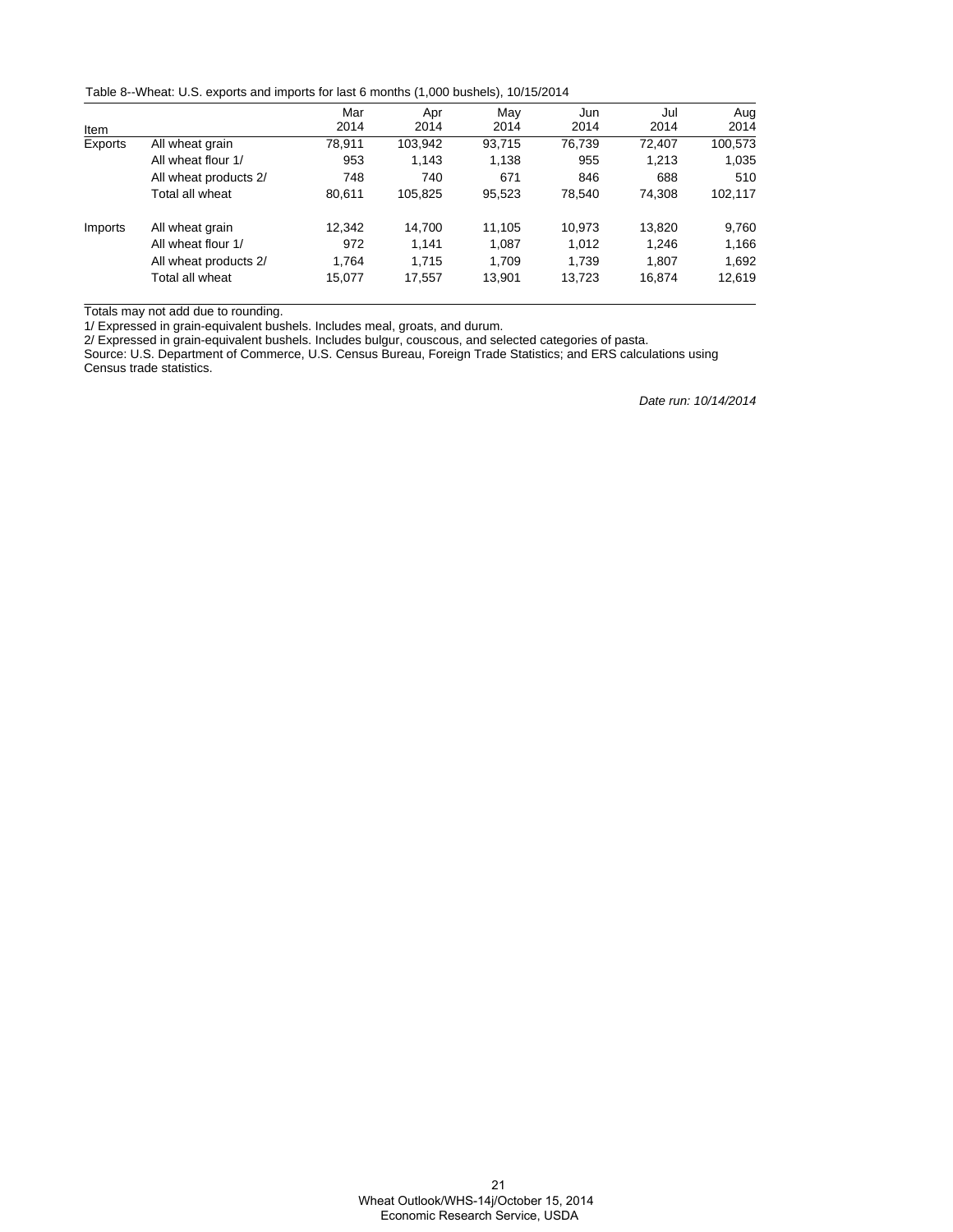Table 8--Wheat: U.S. exports and imports for last 6 months (1,000 bushels), 10/15/2014

| Item | | Mar 2014 | Apr 2014 | May 2014 | Jun 2014 | Jul 2014 | Aug 2014 |
|---|---|---|---|---|---|---|---|
| Exports | All wheat grain | 78,911 | 103,942 | 93,715 | 76,739 | 72,407 | 100,573 |
| | All wheat flour 1/ | 953 | 1,143 | 1,138 | 955 | 1,213 | 1,035 |
| | All wheat products 2/ | 748 | 740 | 671 | 846 | 688 | 510 |
| | Total all wheat | 80,611 | 105,825 | 95,523 | 78,540 | 74,308 | 102,117 |
| Imports | All wheat grain | 12,342 | 14,700 | 11,105 | 10,973 | 13,820 | 9,760 |
| | All wheat flour 1/ | 972 | 1,141 | 1,087 | 1,012 | 1,246 | 1,166 |
| | All wheat products 2/ | 1,764 | 1,715 | 1,709 | 1,739 | 1,807 | 1,692 |
| | Total all wheat | 15,077 | 17,557 | 13,901 | 13,723 | 16,874 | 12,619 |

Totals may not add due to rounding.

1/ Expressed in grain-equivalent bushels. Includes meal, groats, and durum.

2/ Expressed in grain-equivalent bushels. Includes bulgur, couscous, and selected categories of pasta.

Source: U.S. Department of Commerce, U.S. Census Bureau, Foreign Trade Statistics; and ERS calculations using Census trade statistics.

*Date run: 10/14/2014*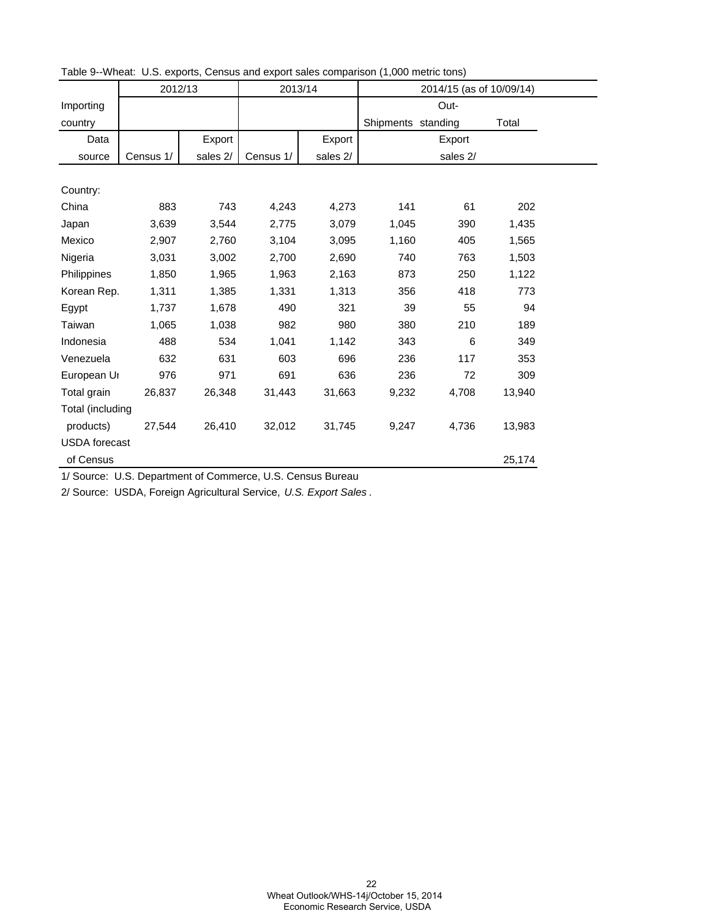Table 9--Wheat: U.S. exports, Census and export sales comparison (1,000 metric tons)

| | 2012/13 | | 2013/14 | | 2014/15 (as of 10/09/14) | | |
|---|---|---|---|---|---|---|---|
| Importing country | | | | | Shipments | Out-standing | Total |
| Data source | Census 1/ | Export sales 2/ | Census 1/ | Export sales 2/ | Export sales 2/ | | |
| Country: | | | | | | | |
| China | 883 | 743 | 4,243 | 4,273 | 141 | 61 | 202 |
| Japan | 3,639 | 3,544 | 2,775 | 3,079 | 1,045 | 390 | 1,435 |
| Mexico | 2,907 | 2,760 | 3,104 | 3,095 | 1,160 | 405 | 1,565 |
| Nigeria | 3,031 | 3,002 | 2,700 | 2,690 | 740 | 763 | 1,503 |
| Philippines | 1,850 | 1,965 | 1,963 | 2,163 | 873 | 250 | 1,122 |
| Korean Rep. | 1,311 | 1,385 | 1,331 | 1,313 | 356 | 418 | 773 |
| Egypt | 1,737 | 1,678 | 490 | 321 | 39 | 55 | 94 |
| Taiwan | 1,065 | 1,038 | 982 | 980 | 380 | 210 | 189 |
| Indonesia | 488 | 534 | 1,041 | 1,142 | 343 | 6 | 349 |
| Venezuela | 632 | 631 | 603 | 696 | 236 | 117 | 353 |
| European Ur | 976 | 971 | 691 | 636 | 236 | 72 | 309 |
| Total grain | 26,837 | 26,348 | 31,443 | 31,663 | 9,232 | 4,708 | 13,940 |
| Total (including products) | 27,544 | 26,410 | 32,012 | 31,745 | 9,247 | 4,736 | 13,983 |
| USDA forecast of Census | | | | | | | 25,174 |

1/ Source: U.S. Department of Commerce, U.S. Census Bureau

2/ Source: USDA, Foreign Agricultural Service, *U.S. Export Sales*.